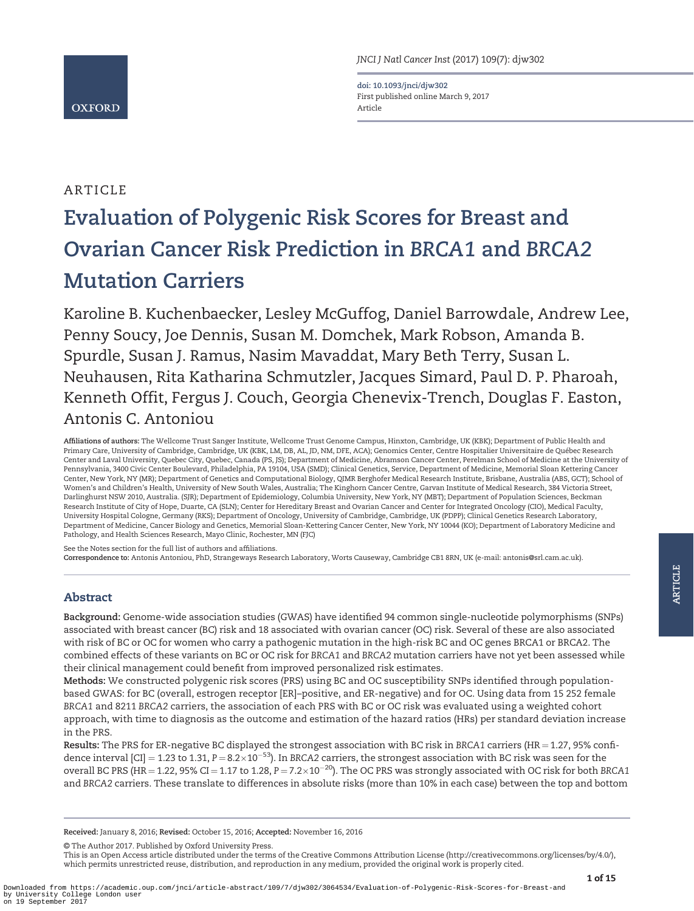ARTICLE

# Evaluation of Polygenic Risk Scores for Breast and Ovarian Cancer Risk Prediction in *BRCA1* and *BRCA2* Mutation Carriers

Karoline B. Kuchenbaecker, Lesley McGuffog, Daniel Barrowdale, Andrew Lee, Penny Soucy, Joe Dennis, Susan M. Domchek, Mark Robson, Amanda B. Spurdle, Susan J. Ramus, Nasim Mavaddat, Mary Beth Terry, Susan L. Neuhausen, Rita Katharina Schmutzler, Jacques Simard, Paul D. P. Pharoah, Kenneth Offit, Fergus J. Couch, Georgia Chenevix-Trench, Douglas F. Easton, Antonis C. Antoniou

**Affiliations of authors:** The Wellcome Trust Sanger Institute, Wellcome Trust Genome Campus, Hinxton, Cambridge, UK (KBK); Department of Public Health and Primary Care, University of Cambridge, Cambridge, UK (KBK, LM, DB, AL, JD, NM, DFE, ACA); Genomics Center, Centre Hospitalier Universitaire de Québec Research Center and Laval University, Quebec City, Quebec, Canada (PS, JS); Department of Medicine, Abramson Cancer Center, Perelman School of Medicine at the University of Pennsylvania, 3400 Civic Center Boulevard, Philadelphia, PA 19104, USA (SMD); Clinical Genetics, Service, Department of Medicine, Memorial Sloan Kettering Cancer Center, New York, NY (MR); Department of Genetics and Computational Biology, QIMR Berghofer Medical Research Institute, Brisbane, Australia (ABS, GCT); School of Women's and Children's Health, University of New South Wales, Australia; The Kinghorn Cancer Centre, Garvan Institute of Medical Research, 384 Victoria Street, Darlinghurst NSW 2010, Australia. (SJR); Department of Epidemiology, Columbia University, New York, NY (MBT); Department of Population Sciences, Beckman Research Institute of City of Hope, Duarte, CA (SLN); Center for Hereditary Breast and Ovarian Cancer and Center for Integrated Oncology (CIO), Medical Faculty, University Hospital Cologne, Germany (RKS); Department of Oncology, University of Cambridge, Cambridge, UK (PDPP); Clinical Genetics Research Laboratory, Department of Medicine, Cancer Biology and Genetics, Memorial Sloan-Kettering Cancer Center, New York, NY 10044 (KO); Department of Laboratory Medicine and Pathology, and Health Sciences Research, Mayo Clinic, Rochester, MN (FJC)

See the Notes section for the full list of authors and affiliations.

**Correspondence to:** Antonis Antoniou, PhD, Strangeways Research Laboratory, Worts Causeway, Cambridge CB1 8RN, UK (e-mail: antonis@srl.cam.ac.uk).

## Abstract

**Background:** Genome-wide association studies (GWAS) have identified 94 common single-nucleotide polymorphisms (SNPs) associated with breast cancer (BC) risk and 18 associated with ovarian cancer (OC) risk. Several of these are also associated with risk of BC or OC for women who carry a pathogenic mutation in the high-risk BC and OC genes BRCA1 or BRCA2. The combined effects of these variants on BC or OC risk for *BRCA1* and *BRCA2* mutation carriers have not yet been assessed while their clinical management could benefit from improved personalized risk estimates.

**Methods:** We constructed polygenic risk scores (PRS) using BC and OC susceptibility SNPs identified through population-based GWAS: for BC (overall, estrogen receptor [ER]–positive, and ER-negative) and for OC. Using data from 15 252 female *BRCA1* and 8211 *BRCA2* carriers, the association of each PRS with BC or OC risk was evaluated using a weighted cohort approach, with time to diagnosis as the outcome and estimation of the hazard ratios (HRs) per standard deviation increase in the PRS.

**Results:** The PRS for ER-negative BC displayed the strongest association with BC risk in *BRCA1* carriers (HR = 1.27, 95% confidence interval [CI] = 1.23 to 1.31, $P = 8.2\times10^{-53}$). In *BRCA2* carriers, the strongest association with BC risk was seen for the overall BC PRS (HR = 1.22, 95% CI = 1.17 to 1.28, $P = 7.2\times10^{-20}$). The OC PRS was strongly associated with OC risk for both *BRCA1* and *BRCA2* carriers. These translate to differences in absolute risks (more than 10% in each case) between the top and bottom

**Received:** January 8, 2016; **Revised:** October 15, 2016; **Accepted:** November 16, 2016

© The Author 2017. Published by Oxford University Press.

This is an Open Access article distributed under the terms of the Creative Commons Attribution License (http://creativecommons.org/licenses/by/4.0/), which permits unrestricted reuse, distribution, and reproduction in any medium, provided the original work is properly cited.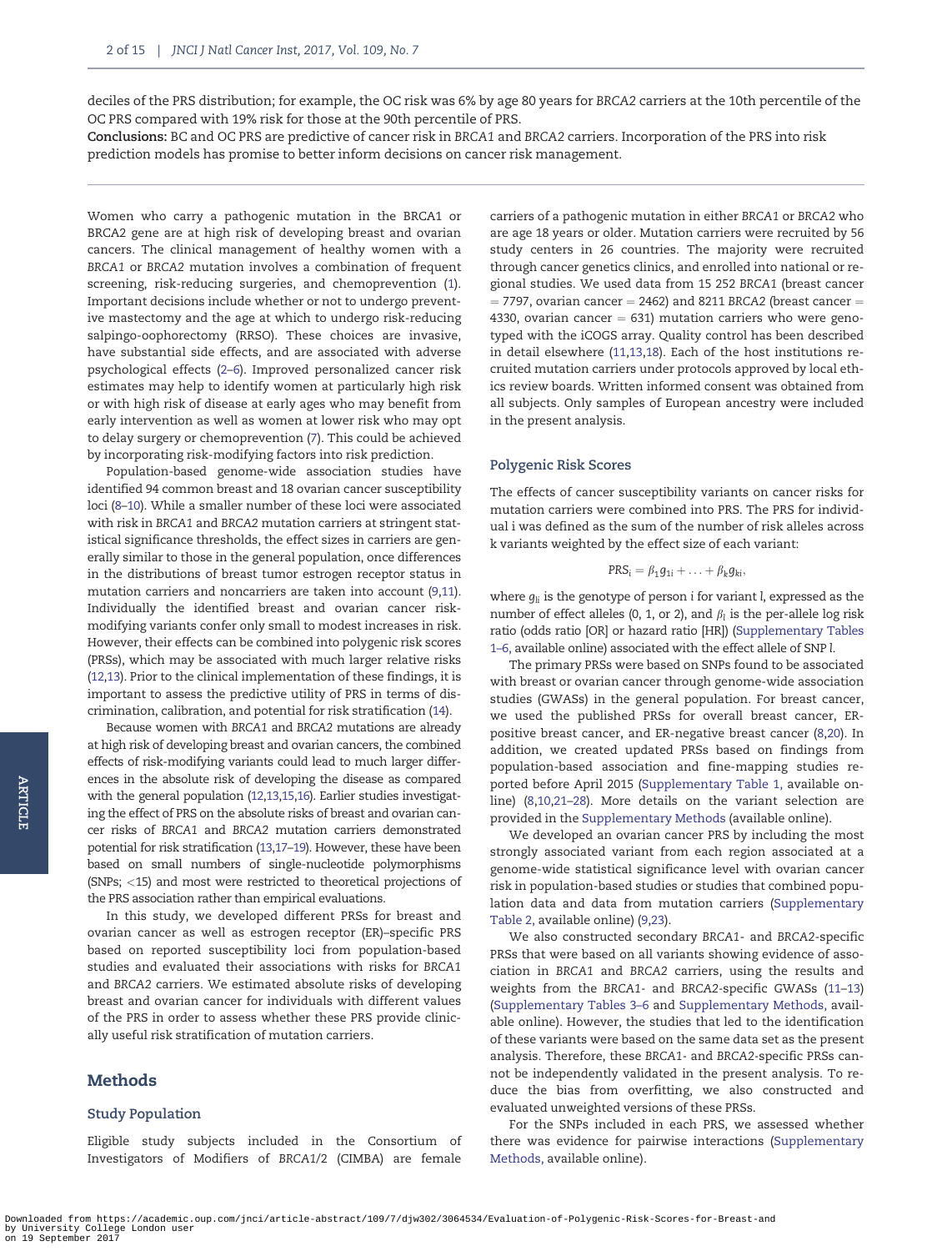deciles of the PRS distribution; for example, the OC risk was 6% by age 80 years for *BRCA2* carriers at the 10th percentile of the OC PRS compared with 19% risk for those at the 90th percentile of PRS.

**Conclusions:** BC and OC PRS are predictive of cancer risk in *BRCA1* and *BRCA2* carriers. Incorporation of the PRS into risk prediction models has promise to better inform decisions on cancer risk management.

---

Women who carry a pathogenic mutation in the BRCA1 or BRCA2 gene are at high risk of developing breast and ovarian cancers. The clinical management of healthy women with a *BRCA1* or *BRCA2* mutation involves a combination of frequent screening, risk-reducing surgeries, and chemoprevention (1). Important decisions include whether or not to undergo preventive mastectomy and the age at which to undergo risk-reducing salpingo-oophorectomy (RRSO). These choices are invasive, have substantial side effects, and are associated with adverse psychological effects (2–6). Improved personalized cancer risk estimates may help to identify women at particularly high risk or with high risk of disease at early ages who may benefit from early intervention as well as women at lower risk who may opt to delay surgery or chemoprevention (7). This could be achieved by incorporating risk-modifying factors into risk prediction.

Population-based genome-wide association studies have identified 94 common breast and 18 ovarian cancer susceptibility loci (8–10). While a smaller number of these loci were associated with risk in BRCA1 and BRCA2 mutation carriers at stringent statistical significance thresholds, the effect sizes in carriers are generally similar to those in the general population, once differences in the distributions of breast tumor estrogen receptor status in mutation carriers and noncarriers are taken into account (9,11). Individually the identified breast and ovarian cancer risk-modifying variants confer only small to modest increases in risk. However, their effects can be combined into polygenic risk scores (PRSs), which may be associated with much larger relative risks (12,13). Prior to the clinical implementation of these findings, it is important to assess the predictive utility of PRS in terms of discrimination, calibration, and potential for risk stratification (14).

Because women with *BRCA1* and *BRCA2* mutations are already at high risk of developing breast and ovarian cancers, the combined effects of risk-modifying variants could lead to much larger differences in the absolute risk of developing the disease as compared with the general population (12,13,15,16). Earlier studies investigating the effect of PRS on the absolute risks of breast and ovarian cancer risks of *BRCA1* and *BRCA2* mutation carriers demonstrated potential for risk stratification (13,17–19). However, these have been based on small numbers of single-nucleotide polymorphisms (SNPs; <15) and most were restricted to theoretical projections of the PRS association rather than empirical evaluations.

In this study, we developed different PRSs for breast and ovarian cancer as well as estrogen receptor (ER)–specific PRS based on reported susceptibility loci from population-based studies and evaluated their associations with risks for *BRCA1* and *BRCA2* carriers. We estimated absolute risks of developing breast and ovarian cancer for individuals with different values of the PRS in order to assess whether these PRS provide clinically useful risk stratification of mutation carriers.

## Methods

### Study Population

Eligible study subjects included in the Consortium of Investigators of Modifiers of *BRCA1/2* (CIMBA) are female carriers of a pathogenic mutation in either *BRCA1* or *BRCA2* who are age 18 years or older. Mutation carriers were recruited by 56 study centers in 26 countries. The majority were recruited through cancer genetics clinics, and enrolled into national or regional studies. We used data from 15 252 *BRCA1* (breast cancer = 7797, ovarian cancer = 2462) and 8211 *BRCA2* (breast cancer = 4330, ovarian cancer = 631) mutation carriers who were genotyped with the iCOGS array. Quality control has been described in detail elsewhere (11,13,18). Each of the host institutions recruited mutation carriers under protocols approved by local ethics review boards. Written informed consent was obtained from all subjects. Only samples of European ancestry were included in the present analysis.

### Polygenic Risk Scores

The effects of cancer susceptibility variants on cancer risks for mutation carriers were combined into PRS. The PRS for individual i was defined as the sum of the number of risk alleles across k variants weighted by the effect size of each variant:

$$PRS_i = \beta_1 g_{1i} + \ldots + \beta_k g_{ki},$$

where $g_{li}$ is the genotype of person $i$ for variant $l$, expressed as the number of effect alleles (0, 1, or 2), and $\beta_l$ is the per-allele log risk ratio (odds ratio [OR] or hazard ratio [HR]) (Supplementary Tables 1–6, available online) associated with the effect allele of SNP $l$.

The primary PRSs were based on SNPs found to be associated with breast or ovarian cancer through genome-wide association studies (GWASs) in the general population. For breast cancer, we used the published PRSs for overall breast cancer, ER-positive breast cancer, and ER-negative breast cancer (8,20). In addition, we created updated PRSs based on findings from population-based association and fine-mapping studies reported before April 2015 (Supplementary Table 1, available online) (8,10,21–28). More details on the variant selection are provided in the Supplementary Methods (available online).

We developed an ovarian cancer PRS by including the most strongly associated variant from each region associated at a genome-wide statistical significance level with ovarian cancer risk in population-based studies or studies that combined population data and data from mutation carriers (Supplementary Table 2, available online) (9,23).

We also constructed secondary *BRCA1*- and *BRCA2*-specific PRSs that were based on all variants showing evidence of association in *BRCA1* and *BRCA2* carriers, using the results and weights from the *BRCA1*- and *BRCA2*-specific GWASs (11–13) (Supplementary Tables 3–6 and Supplementary Methods, available online). However, the studies that led to the identification of these variants were based on the same data set as the present analysis. Therefore, these *BRCA1*- and *BRCA2*-specific PRSs cannot be independently validated in the present analysis. To reduce the bias from overfitting, we also constructed and evaluated unweighted versions of these PRSs.

For the SNPs included in each PRS, we assessed whether there was evidence for pairwise interactions (Supplementary Methods, available online).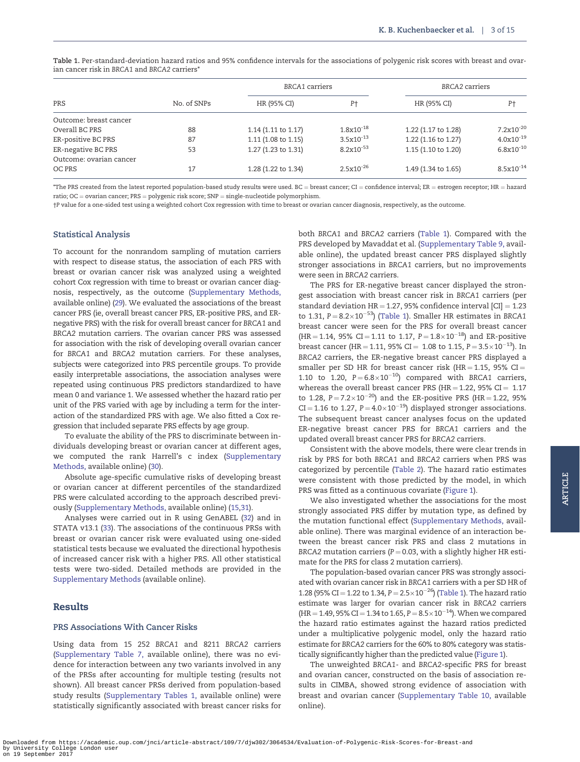Table 1. Per-standard-deviation hazard ratios and 95% confidence intervals for the associations of polygenic risk scores with breast and ovarian cancer risk in *BRCA1* and *BRCA2* carriers*

| PRS | No. of SNPs | *BRCA1* carriers | | *BRCA2* carriers | |
|---|---|---|---|---|---|
| | | HR (95% CI) | P† | HR (95% CI) | P† |
| Outcome: breast cancer | | | | | |
| Overall BC PRS | 88 | 1.14 (1.11 to 1.17) | $1.8 \times 10^{-18}$ | 1.22 (1.17 to 1.28) | $7.2 \times 10^{-20}$ |
| ER-positive BC PRS | 87 | 1.11 (1.08 to 1.15) | $3.5 \times 10^{-13}$ | 1.22 (1.16 to 1.27) | $4.0 \times 10^{-19}$ |
| ER-negative BC PRS | 53 | 1.27 (1.23 to 1.31) | $8.2 \times 10^{-53}$ | 1.15 (1.10 to 1.20) | $6.8 \times 10^{-10}$ |
| Outcome: ovarian cancer | | | | | |
| OC PRS | 17 | 1.28 (1.22 to 1.34) | $2.5 \times 10^{-26}$ | 1.49 (1.34 to 1.65) | $8.5 \times 10^{-14}$ |

*The PRS created from the latest reported population-based study results were used. BC = breast cancer; CI = confidence interval; ER = estrogen receptor; HR = hazard ratio; OC = ovarian cancer; PRS = polygenic risk score; SNP = single-nucleotide polymorphism.

†P value for a one-sided test using a weighted cohort Cox regression with time to breast or ovarian cancer diagnosis, respectively, as the outcome.

### Statistical Analysis

To account for the nonrandom sampling of mutation carriers with respect to disease status, the association of each PRS with breast or ovarian cancer risk was analyzed using a weighted cohort Cox regression with time to breast or ovarian cancer diagnosis, respectively, as the outcome (Supplementary Methods, available online) (29). We evaluated the associations of the breast cancer PRS (ie, overall breast cancer PRS, ER-positive PRS, and ER-negative PRS) with the risk for overall breast cancer for *BRCA1* and *BRCA2* mutation carriers. The ovarian cancer PRS was assessed for association with the risk of developing overall ovarian cancer for *BRCA1* and *BRCA2* mutation carriers. For these analyses, subjects were categorized into PRS percentile groups. To provide easily interpretable associations, the association analyses were repeated using continuous PRS predictors standardized to have mean 0 and variance 1. We assessed whether the hazard ratio per unit of the PRS varied with age by including a term for the interaction of the standardized PRS with age. We also fitted a Cox regression that included separate PRS effects by age group.

To evaluate the ability of the PRS to discriminate between individuals developing breast or ovarian cancer at different ages, we computed the rank Harrell's c index (Supplementary Methods, available online) (30).

Absolute age-specific cumulative risks of developing breast or ovarian cancer at different percentiles of the standardized PRS were calculated according to the approach described previously (Supplementary Methods, available online) (15,31).

Analyses were carried out in R using GenABEL (32) and in STATA v13.1 (33). The associations of the continuous PRSs with breast or ovarian cancer risk were evaluated using one-sided statistical tests because we evaluated the directional hypothesis of increased cancer risk with a higher PRS. All other statistical tests were two-sided. Detailed methods are provided in the Supplementary Methods (available online).

## Results

### PRS Associations With Cancer Risks

Using data from 15 252 *BRCA1* and 8211 *BRCA2* carriers (Supplementary Table 7, available online), there was no evidence for interaction between any two variants involved in any of the PRSs after accounting for multiple testing (results not shown). All breast cancer PRSs derived from population-based study results (Supplementary Tables 1, available online) were statistically significantly associated with breast cancer risks for both *BRCA1* and *BRCA2* carriers (Table 1). Compared with the PRS developed by Mavaddat et al. (Supplementary Table 9, available online), the updated breast cancer PRS displayed slightly stronger associations in *BRCA1* carriers, but no improvements were seen in *BRCA2* carriers.

The PRS for ER-negative breast cancer displayed the strongest association with breast cancer risk in *BRCA1* carriers (per standard deviation HR = 1.27, 95% confidence interval [CI] = 1.23 to 1.31, $P = 8.2 \times 10^{-53}$) (Table 1). Smaller HR estimates in *BRCA1* breast cancer were seen for the PRS for overall breast cancer (HR = 1.14, 95% CI = 1.11 to 1.17, $P = 1.8 \times 10^{-18}$) and ER-positive breast cancer (HR = 1.11, 95% CI = 1.08 to 1.15, $P = 3.5 \times 10^{-13}$). In *BRCA2* carriers, the ER-negative breast cancer PRS displayed a smaller per SD HR for breast cancer risk (HR = 1.15, 95% CI = 1.10 to 1.20, $P = 6.8 \times 10^{-10}$) compared with *BRCA1* carriers, whereas the overall breast cancer PRS (HR = 1.22, 95% CI = 1.17 to 1.28, $P = 7.2 \times 10^{-20}$) and the ER-positive PRS (HR = 1.22, 95% CI = 1.16 to 1.27, $P = 4.0 \times 10^{-19}$) displayed stronger associations. The subsequent breast cancer analyses focus on the updated ER-negative breast cancer PRS for *BRCA1* carriers and the updated overall breast cancer PRS for *BRCA2* carriers.

Consistent with the above models, there were clear trends in risk by PRS for both *BRCA1* and *BRCA2* carriers when PRS was categorized by percentile (Table 2). The hazard ratio estimates were consistent with those predicted by the model, in which PRS was fitted as a continuous covariate (Figure 1).

We also investigated whether the associations for the most strongly associated PRS differ by mutation type, as defined by the mutation functional effect (Supplementary Methods, available online). There was marginal evidence of an interaction between the breast cancer risk PRS and class 2 mutations in *BRCA2* mutation carriers ($P = 0.03$, with a slightly higher HR estimate for the PRS for class 2 mutation carriers).

The population-based ovarian cancer PRS was strongly associated with ovarian cancer risk in *BRCA1* carriers with a per SD HR of 1.28 (95% CI = 1.22 to 1.34, $P = 2.5 \times 10^{-26}$) (Table 1). The hazard ratio estimate was larger for ovarian cancer risk in *BRCA2* carriers (HR = 1.49, 95% CI = 1.34 to 1.65, $P = 8.5 \times 10^{-14}$). When we compared the hazard ratio estimates against the hazard ratios predicted under a multiplicative polygenic model, only the hazard ratio estimate for *BRCA2* carriers for the 60% to 80% category was statistically significantly higher than the predicted value (Figure 1).

The unweighted *BRCA1*- and *BRCA2*-specific PRS for breast and ovarian cancer, constructed on the basis of association results in CIMBA, showed strong evidence of association with breast and ovarian cancer (Supplementary Table 10, available online).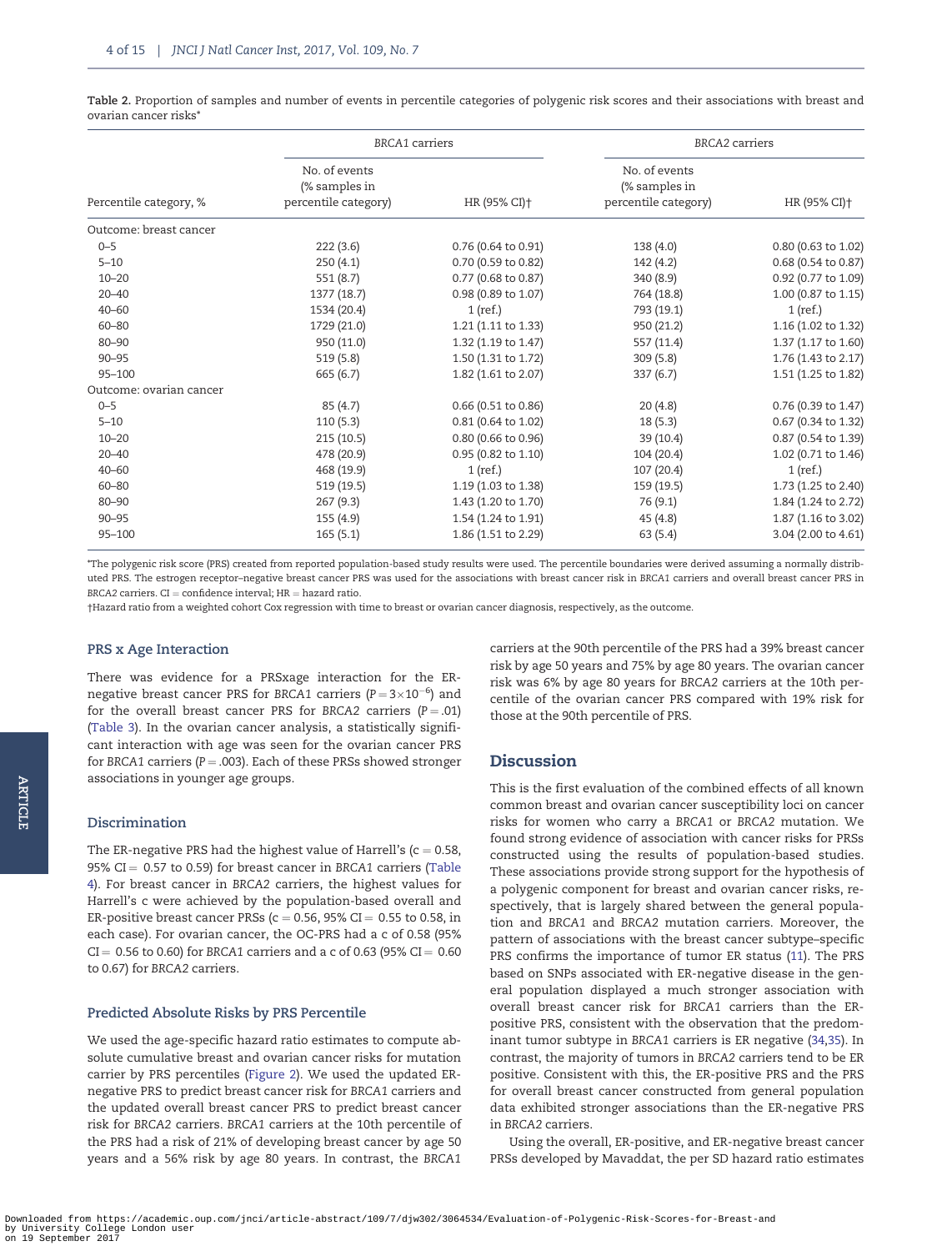Table 2. Proportion of samples and number of events in percentile categories of polygenic risk scores and their associations with breast and ovarian cancer risks*

| | *BRCA1* carriers | | *BRCA2* carriers | |
|---|---|---|---|---|
| Percentile category, % | No. of events (% samples in percentile category) | HR (95% CI)† | No. of events (% samples in percentile category) | HR (95% CI)† |
| Outcome: breast cancer | | | | |
| 0–5 | 222 (3.6) | 0.76 (0.64 to 0.91) | 138 (4.0) | 0.80 (0.63 to 1.02) |
| 5–10 | 250 (4.1) | 0.70 (0.59 to 0.82) | 142 (4.2) | 0.68 (0.54 to 0.87) |
| 10–20 | 551 (8.7) | 0.77 (0.68 to 0.87) | 340 (8.9) | 0.92 (0.77 to 1.09) |
| 20–40 | 1377 (18.7) | 0.98 (0.89 to 1.07) | 764 (18.8) | 1.00 (0.87 to 1.15) |
| 40–60 | 1534 (20.4) | 1 (ref.) | 793 (19.1) | 1 (ref.) |
| 60–80 | 1729 (21.0) | 1.21 (1.11 to 1.33) | 950 (21.2) | 1.16 (1.02 to 1.32) |
| 80–90 | 950 (11.0) | 1.32 (1.19 to 1.47) | 557 (11.4) | 1.37 (1.17 to 1.60) |
| 90–95 | 519 (5.8) | 1.50 (1.31 to 1.72) | 309 (5.8) | 1.76 (1.43 to 2.17) |
| 95–100 | 665 (6.7) | 1.82 (1.61 to 2.07) | 337 (6.7) | 1.51 (1.25 to 1.82) |
| Outcome: ovarian cancer | | | | |
| 0–5 | 85 (4.7) | 0.66 (0.51 to 0.86) | 20 (4.8) | 0.76 (0.39 to 1.47) |
| 5–10 | 110 (5.3) | 0.81 (0.64 to 1.02) | 18 (5.3) | 0.67 (0.34 to 1.32) |
| 10–20 | 215 (10.5) | 0.80 (0.66 to 0.96) | 39 (10.4) | 0.87 (0.54 to 1.39) |
| 20–40 | 478 (20.9) | 0.95 (0.82 to 1.10) | 104 (20.4) | 1.02 (0.71 to 1.46) |
| 40–60 | 468 (19.9) | 1 (ref.) | 107 (20.4) | 1 (ref.) |
| 60–80 | 519 (19.5) | 1.19 (1.03 to 1.38) | 159 (19.5) | 1.73 (1.25 to 2.40) |
| 80–90 | 267 (9.3) | 1.43 (1.20 to 1.70) | 76 (9.1) | 1.84 (1.24 to 2.72) |
| 90–95 | 155 (4.9) | 1.54 (1.24 to 1.91) | 45 (4.8) | 1.87 (1.16 to 3.02) |
| 95–100 | 165 (5.1) | 1.86 (1.51 to 2.29) | 63 (5.4) | 3.04 (2.00 to 4.61) |

*The polygenic risk score (PRS) created from reported population-based study results were used. The percentile boundaries were derived assuming a normally distributed PRS. The estrogen receptor–negative breast cancer PRS was used for the associations with breast cancer risk in *BRCA1* carriers and overall breast cancer PRS in *BRCA2* carriers. CI = confidence interval; HR = hazard ratio.

†Hazard ratio from a weighted cohort Cox regression with time to breast or ovarian cancer diagnosis, respectively, as the outcome.

### PRS x Age Interaction

There was evidence for a PRSxage interaction for the ER-negative breast cancer PRS for *BRCA1* carriers ($P = 3\times10^{-6}$) and for the overall breast cancer PRS for *BRCA2* carriers ($P = .01$) (Table 3). In the ovarian cancer analysis, a statistically significant interaction with age was seen for the ovarian cancer PRS for *BRCA1* carriers ($P = .003$). Each of these PRSs showed stronger associations in younger age groups.

### Discrimination

The ER-negative PRS had the highest value of Harrell's (c = 0.58, 95% CI = 0.57 to 0.59) for breast cancer in *BRCA1* carriers (Table 4). For breast cancer in *BRCA2* carriers, the highest values for Harrell's c were achieved by the population-based overall and ER-positive breast cancer PRSs (c = 0.56, 95% CI = 0.55 to 0.58, in each case). For ovarian cancer, the OC-PRS had a c of 0.58 (95% CI = 0.56 to 0.60) for *BRCA1* carriers and a c of 0.63 (95% CI = 0.60 to 0.67) for *BRCA2* carriers.

### Predicted Absolute Risks by PRS Percentile

We used the age-specific hazard ratio estimates to compute absolute cumulative breast and ovarian cancer risks for mutation carrier by PRS percentiles (Figure 2). We used the updated ER-negative PRS to predict breast cancer risk for *BRCA1* carriers and the updated overall breast cancer PRS to predict breast cancer risk for *BRCA2* carriers. *BRCA1* carriers at the 10th percentile of the PRS had a risk of 21% of developing breast cancer by age 50 years and a 56% risk by age 80 years. In contrast, the *BRCA1* carriers at the 90th percentile of the PRS had a 39% breast cancer risk by age 50 years and 75% by age 80 years. The ovarian cancer risk was 6% by age 80 years for *BRCA2* carriers at the 10th percentile of the ovarian cancer PRS compared with 19% risk for those at the 90th percentile of PRS.

## Discussion

This is the first evaluation of the combined effects of all known common breast and ovarian cancer susceptibility loci on cancer risks for women who carry a *BRCA1* or *BRCA2* mutation. We found strong evidence of association with cancer risks for PRSs constructed using the results of population-based studies. These associations provide strong support for the hypothesis of a polygenic component for breast and ovarian cancer risks, respectively, that is largely shared between the general population and *BRCA1* and *BRCA2* mutation carriers. Moreover, the pattern of associations with the breast cancer subtype–specific PRS confirms the importance of tumor ER status (11). The PRS based on SNPs associated with ER-negative disease in the general population displayed a much stronger association with overall breast cancer risk for *BRCA1* carriers than the ER-positive PRS, consistent with the observation that the predominant tumor subtype in *BRCA1* carriers is ER negative (34,35). In contrast, the majority of tumors in *BRCA2* carriers tend to be ER positive. Consistent with this, the ER-positive PRS and the PRS for overall breast cancer constructed from general population data exhibited stronger associations than the ER-negative PRS in *BRCA2* carriers.

Using the overall, ER-positive, and ER-negative breast cancer PRSs developed by Mavaddat, the per SD hazard ratio estimates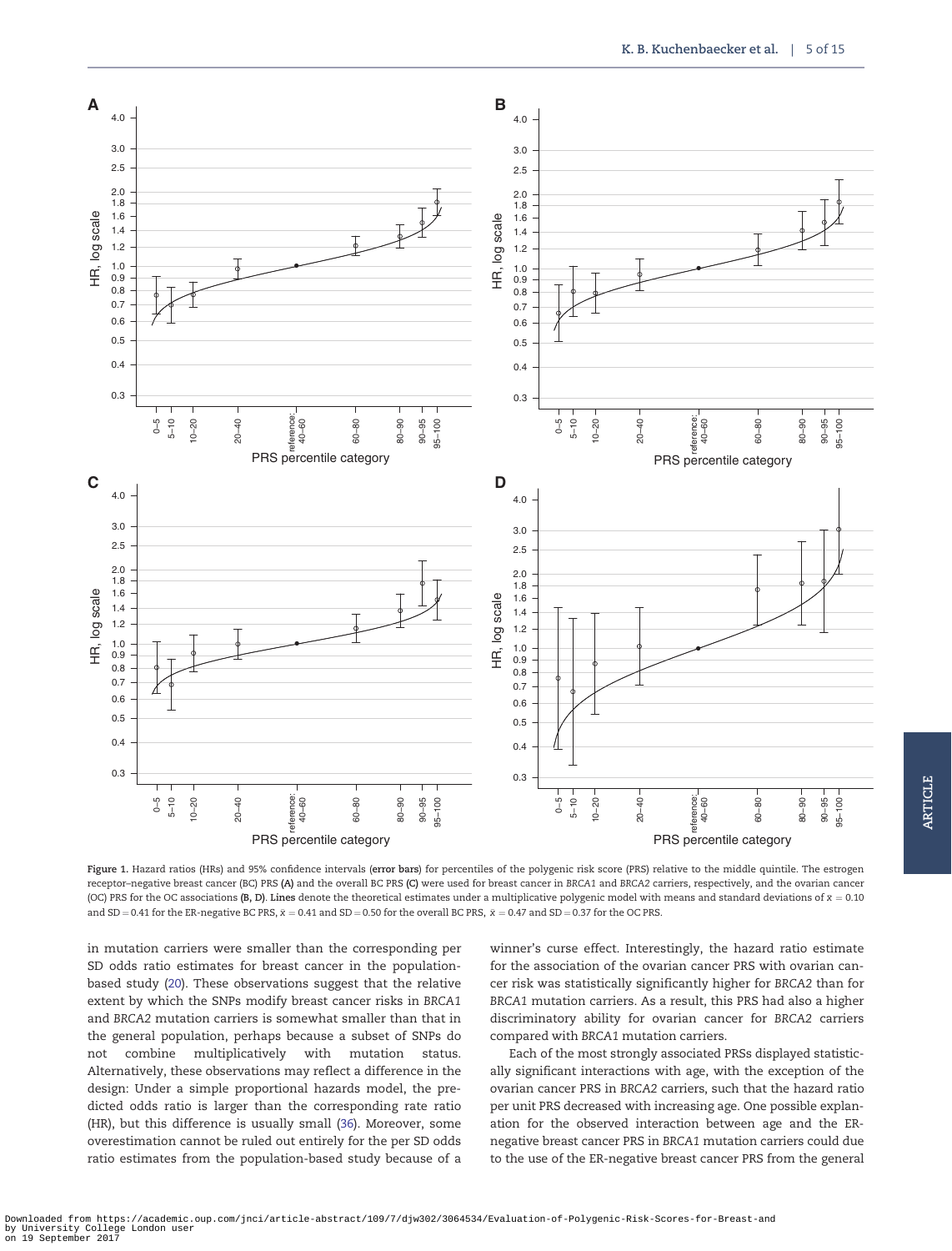Figure 1. Hazard ratios (HRs) and 95% confidence intervals (**error bars**) for percentiles of the polygenic risk score (PRS) relative to the middle quintile. The estrogen receptor–negative breast cancer (BC) PRS (**A**) and the overall BC PRS (**C**) were used for breast cancer in *BRCA1* and *BRCA2* carriers, respectively, and the ovarian cancer (OC) PRS for the OC associations (**B, D**). **Lines** denote the theoretical estimates under a multiplicative polygenic model with means and standard deviations of $\bar{x} = 0.10$ and SD = 0.41 for the ER-negative BC PRS, $\bar{x} = 0.41$ and SD = 0.50 for the overall BC PRS, $\bar{x} = 0.47$ and SD = 0.37 for the OC PRS.

in mutation carriers were smaller than the corresponding per SD odds ratio estimates for breast cancer in the population-based study (20). These observations suggest that the relative extent by which the SNPs modify breast cancer risks in *BRCA1* and *BRCA2* mutation carriers is somewhat smaller than that in the general population, perhaps because a subset of SNPs do not combine multiplicatively with mutation status. Alternatively, these observations may reflect a difference in the design: Under a simple proportional hazards model, the predicted odds ratio is larger than the corresponding rate ratio (HR), but this difference is usually small (36). Moreover, some overestimation cannot be ruled out entirely for the per SD odds ratio estimates from the population-based study because of a winner's curse effect. Interestingly, the hazard ratio estimate for the association of the ovarian cancer PRS with ovarian cancer risk was statistically significantly higher for *BRCA2* than for *BRCA1* mutation carriers. As a result, this PRS had also a higher discriminatory ability for ovarian cancer for *BRCA2* carriers compared with *BRCA1* mutation carriers.

Each of the most strongly associated PRSs displayed statistically significant interactions with age, with the exception of the ovarian cancer PRS in *BRCA2* carriers, such that the hazard ratio per unit PRS decreased with increasing age. One possible explanation for the observed interaction between age and the ER-negative breast cancer PRS in *BRCA1* mutation carriers could due to the use of the ER-negative breast cancer PRS from the general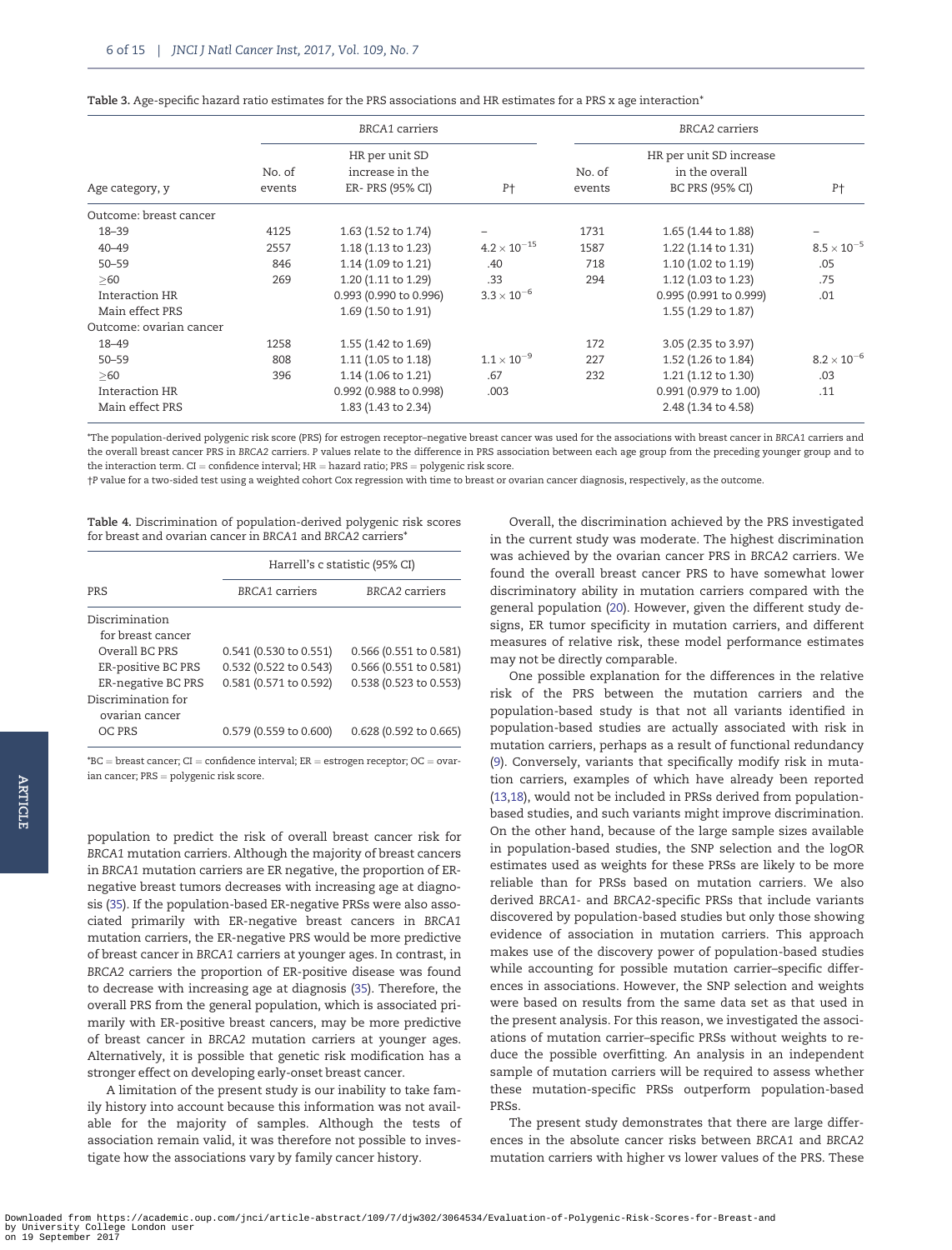Table 3. Age-specific hazard ratio estimates for the PRS associations and HR estimates for a PRS x age interaction*

| Age category, y | *BRCA1* carriers | | | *BRCA2* carriers | | |
|---|---|---|---|---|---|---|
| | No. of events | HR per unit SD increase in the ER- PRS (95% CI) | P† | No. of events | HR per unit SD increase in the overall BC PRS (95% CI) | P† |
| Outcome: breast cancer | | | | | | |
| 18–39 | 4125 | 1.63 (1.52 to 1.74) | – | 1731 | 1.65 (1.44 to 1.88) | – |
| 40–49 | 2557 | 1.18 (1.13 to 1.23) | $4.2 \times 10^{-15}$ | 1587 | 1.22 (1.14 to 1.31) | $8.5 \times 10^{-5}$ |
| 50–59 | 846 | 1.14 (1.09 to 1.21) | .40 | 718 | 1.10 (1.02 to 1.19) | .05 |
| ≥60 | 269 | 1.20 (1.11 to 1.29) | .33 | 294 | 1.12 (1.03 to 1.23) | .75 |
| Interaction HR | | 0.993 (0.990 to 0.996) | $3.3 \times 10^{-6}$ | | 0.995 (0.991 to 0.999) | .01 |
| Main effect PRS | | 1.69 (1.50 to 1.91) | | | 1.55 (1.29 to 1.87) | |
| Outcome: ovarian cancer | | | | | | |
| 18–49 | 1258 | 1.55 (1.42 to 1.69) | | 172 | 3.05 (2.35 to 3.97) | |
| 50–59 | 808 | 1.11 (1.05 to 1.18) | $1.1 \times 10^{-9}$ | 227 | 1.52 (1.26 to 1.84) | $8.2 \times 10^{-6}$ |
| ≥60 | 396 | 1.14 (1.06 to 1.21) | .67 | 232 | 1.21 (1.12 to 1.30) | .03 |
| Interaction HR | | 0.992 (0.988 to 0.998) | .003 | | 0.991 (0.979 to 1.00) | .11 |
| Main effect PRS | | 1.83 (1.43 to 2.34) | | | 2.48 (1.34 to 4.58) | |

*The population-derived polygenic risk score (PRS) for estrogen receptor–negative breast cancer was used for the associations with breast cancer in *BRCA1* carriers and the overall breast cancer PRS in *BRCA2* carriers. P values relate to the difference in PRS association between each age group from the preceding younger group and to the interaction term. CI = confidence interval; HR = hazard ratio; PRS = polygenic risk score.

†P value for a two-sided test using a weighted cohort Cox regression with time to breast or ovarian cancer diagnosis, respectively, as the outcome.

Table 4. Discrimination of population-derived polygenic risk scores for breast and ovarian cancer in *BRCA1* and *BRCA2* carriers*

| PRS | Harrell's c statistic (95% CI) | |
|---|---|---|
| | *BRCA1* carriers | *BRCA2* carriers |
| Discrimination for breast cancer | | |
| Overall BC PRS | 0.541 (0.530 to 0.551) | 0.566 (0.551 to 0.581) |
| ER-positive BC PRS | 0.532 (0.522 to 0.543) | 0.566 (0.551 to 0.581) |
| ER-negative BC PRS | 0.581 (0.571 to 0.592) | 0.538 (0.523 to 0.553) |
| Discrimination for ovarian cancer | | |
| OC PRS | 0.579 (0.559 to 0.600) | 0.628 (0.592 to 0.665) |

*BC = breast cancer; CI = confidence interval; ER = estrogen receptor; OC = ovarian cancer; PRS = polygenic risk score.

population to predict the risk of overall breast cancer risk for *BRCA1* mutation carriers. Although the majority of breast cancers in *BRCA1* mutation carriers are ER negative, the proportion of ER-negative breast tumors decreases with increasing age at diagnosis (35). If the population-based ER-negative PRSs were also associated primarily with ER-negative breast cancers in *BRCA1* mutation carriers, the ER-negative PRS would be more predictive of breast cancer in *BRCA1* carriers at younger ages. In contrast, in *BRCA2* carriers the proportion of ER-positive disease was found to decrease with increasing age at diagnosis (35). Therefore, the overall PRS from the general population, which is associated primarily with ER-positive breast cancers, may be more predictive of breast cancer in *BRCA2* mutation carriers at younger ages. Alternatively, it is possible that genetic risk modification has a stronger effect on developing early-onset breast cancer.

A limitation of the present study is our inability to take family history into account because this information was not available for the majority of samples. Although the tests of association remain valid, it was therefore not possible to investigate how the associations vary by family cancer history.

Overall, the discrimination achieved by the PRS investigated in the current study was moderate. The highest discrimination was achieved by the ovarian cancer PRS in *BRCA2* carriers. We found the overall breast cancer PRS to have somewhat lower discriminatory ability in mutation carriers compared with the general population (20). However, given the different study designs, ER tumor specificity in mutation carriers, and different measures of relative risk, these model performance estimates may not be directly comparable.

One possible explanation for the differences in the relative risk of the PRS between the mutation carriers and the population-based study is that not all variants identified in population-based studies are actually associated with risk in mutation carriers, perhaps as a result of functional redundancy (9). Conversely, variants that specifically modify risk in mutation carriers, examples of which have already been reported (13,18), would not be included in PRSs derived from population-based studies, and such variants might improve discrimination. On the other hand, because of the large sample sizes available in population-based studies, the SNP selection and the logOR estimates used as weights for these PRSs are likely to be more reliable than for PRSs based on mutation carriers. We also derived *BRCA1*- and *BRCA2*-specific PRSs that include variants discovered by population-based studies but only those showing evidence of association in mutation carriers. This approach makes use of the discovery power of population-based studies while accounting for possible mutation carrier–specific differences in associations. However, the SNP selection and weights were based on results from the same data set as that used in the present analysis. For this reason, we investigated the associations of mutation carrier–specific PRSs without weights to reduce the possible overfitting. An analysis in an independent sample of mutation carriers will be required to assess whether these mutation-specific PRSs outperform population-based PRSs.

The present study demonstrates that there are large differences in the absolute cancer risks between *BRCA1* and *BRCA2* mutation carriers with higher vs lower values of the PRS. These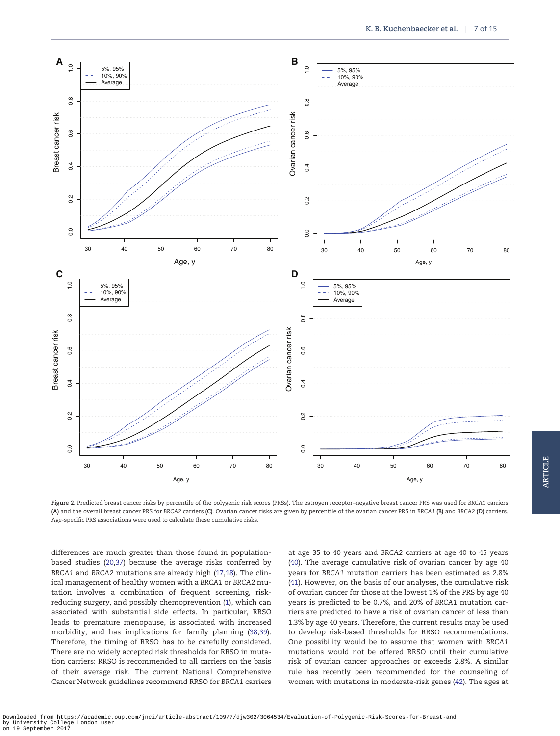**Figure 2.** Predicted breast cancer risks by percentile of the polygenic risk scores (PRSs). The estrogen receptor–negative breast cancer PRS was used for *BRCA1* carriers **(A)** and the overall breast cancer PRS for *BRCA2* carriers **(C)**. Ovarian cancer risks are given by percentile of the ovarian cancer PRS in *BRCA1* **(B)** and *BRCA2* **(D)** carriers. Age-specific PRS associations were used to calculate these cumulative risks.

differences are much greater than those found in population-based studies (20,37) because the average risks conferred by *BRCA1* and *BRCA2* mutations are already high (17,18). The clinical management of healthy women with a *BRCA1* or *BRCA2* mutation involves a combination of frequent screening, risk-reducing surgery, and possibly chemoprevention (1), which can associated with substantial side effects. In particular, RRSO leads to premature menopause, is associated with increased morbidity, and has implications for family planning (38,39). Therefore, the timing of RRSO has to be carefully considered. There are no widely accepted risk thresholds for RRSO in mutation carriers: RRSO is recommended to all carriers on the basis of their average risk. The current National Comprehensive Cancer Network guidelines recommend RRSO for *BRCA1* carriers at age 35 to 40 years and *BRCA2* carriers at age 40 to 45 years (40). The average cumulative risk of ovarian cancer by age 40 years for *BRCA1* mutation carriers has been estimated as 2.8% (41). However, on the basis of our analyses, the cumulative risk of ovarian cancer for those at the lowest 1% of the PRS by age 40 years is predicted to be 0.7%, and 20% of *BRCA1* mutation carriers are predicted to have a risk of ovarian cancer of less than 1.3% by age 40 years. Therefore, the current results may be used to develop risk-based thresholds for RRSO recommendations. One possibility would be to assume that women with *BRCA1* mutations would not be offered RRSO until their cumulative risk of ovarian cancer approaches or exceeds 2.8%. A similar rule has recently been recommended for the counseling of women with mutations in moderate-risk genes (42). The ages at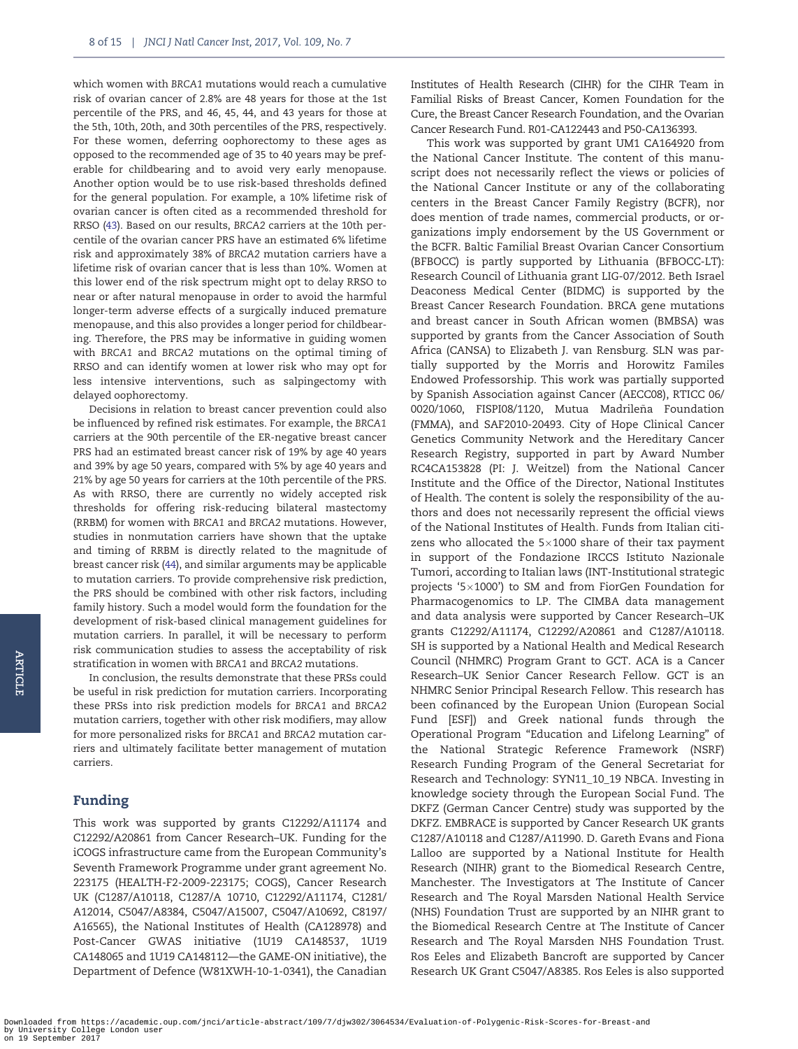which women with *BRCA1* mutations would reach a cumulative risk of ovarian cancer of 2.8% are 48 years for those at the 1st percentile of the PRS, and 46, 45, 44, and 43 years for those at the 5th, 10th, 20th, and 30th percentiles of the PRS, respectively. For these women, deferring oophorectomy to these ages as opposed to the recommended age of 35 to 40 years may be preferable for childbearing and to avoid very early menopause. Another option would be to use risk-based thresholds defined for the general population. For example, a 10% lifetime risk of ovarian cancer is often cited as a recommended threshold for RRSO (43). Based on our results, *BRCA2* carriers at the 10th percentile of the ovarian cancer PRS have an estimated 6% lifetime risk and approximately 38% of *BRCA2* mutation carriers have a lifetime risk of ovarian cancer that is less than 10%. Women at this lower end of the risk spectrum might opt to delay RRSO to near or after natural menopause in order to avoid the harmful longer-term adverse effects of a surgically induced premature menopause, and this also provides a longer period for childbearing. Therefore, the PRS may be informative in guiding women with *BRCA1* and *BRCA2* mutations on the optimal timing of RRSO and can identify women at lower risk who may opt for less intensive interventions, such as salpingectomy with delayed oophorectomy.

Decisions in relation to breast cancer prevention could also be influenced by refined risk estimates. For example, the *BRCA1* carriers at the 90th percentile of the ER-negative breast cancer PRS had an estimated breast cancer risk of 19% by age 40 years and 39% by age 50 years, compared with 5% by age 40 years and 21% by age 50 years for carriers at the 10th percentile of the PRS. As with RRSO, there are currently no widely accepted risk thresholds for offering risk-reducing bilateral mastectomy (RRBM) for women with *BRCA1* and *BRCA2* mutations. However, studies in nonmutation carriers have shown that the uptake and timing of RRBM is directly related to the magnitude of breast cancer risk (44), and similar arguments may be applicable to mutation carriers. To provide comprehensive risk prediction, the PRS should be combined with other risk factors, including family history. Such a model would form the foundation for the development of risk-based clinical management guidelines for mutation carriers. In parallel, it will be necessary to perform risk communication studies to assess the acceptability of risk stratification in women with *BRCA1* and *BRCA2* mutations.

In conclusion, the results demonstrate that these PRSs could be useful in risk prediction for mutation carriers. Incorporating these PRSs into risk prediction models for *BRCA1* and *BRCA2* mutation carriers, together with other risk modifiers, may allow for more personalized risks for *BRCA1* and *BRCA2* mutation carriers and ultimately facilitate better management of mutation carriers.

## Funding

This work was supported by grants C12292/A11174 and C12292/A20861 from Cancer Research–UK. Funding for the iCOGS infrastructure came from the European Community's Seventh Framework Programme under grant agreement No. 223175 (HEALTH-F2-2009-223175; COGS), Cancer Research UK (C1287/A10118, C1287/A 10710, C12292/A11174, C1281/A12014, C5047/A8384, C5047/A15007, C5047/A10692, C8197/A16565), the National Institutes of Health (CA128978) and Post-Cancer GWAS initiative (1U19 CA148537, 1U19 CA148065 and 1U19 CA148112—the GAME-ON initiative), the Department of Defence (W81XWH-10-1-0341), the Canadian Institutes of Health Research (CIHR) for the CIHR Team in Familial Risks of Breast Cancer, Komen Foundation for the Cure, the Breast Cancer Research Foundation, and the Ovarian Cancer Research Fund. R01-CA122443 and P50-CA136393.

This work was supported by grant UM1 CA164920 from the National Cancer Institute. The content of this manuscript does not necessarily reflect the views or policies of the National Cancer Institute or any of the collaborating centers in the Breast Cancer Family Registry (BCFR), nor does mention of trade names, commercial products, or organizations imply endorsement by the US Government or the BCFR. Baltic Familial Breast Ovarian Cancer Consortium (BFBOCC) is partly supported by Lithuania (BFBOCC-LT): Research Council of Lithuania grant LIG-07/2012. Beth Israel Deaconess Medical Center (BIDMC) is supported by the Breast Cancer Research Foundation. BRCA gene mutations and breast cancer in South African women (BMBSA) was supported by grants from the Cancer Association of South Africa (CANSA) to Elizabeth J. van Rensburg. SLN was partially supported by the Morris and Horowitz Familes Endowed Professorship. This work was partially supported by Spanish Association against Cancer (AECC08), RTICC 06/0020/1060, FISPI08/1120, Mutua Madrileña Foundation (FMMA), and SAF2010-20493. City of Hope Clinical Cancer Genetics Community Network and the Hereditary Cancer Research Registry, supported in part by Award Number RC4CA153828 (PI: J. Weitzel) from the National Cancer Institute and the Office of the Director, National Institutes of Health. The content is solely the responsibility of the authors and does not necessarily represent the official views of the National Institutes of Health. Funds from Italian citizens who allocated the 5×1000 share of their tax payment in support of the Fondazione IRCCS Istituto Nazionale Tumori, according to Italian laws (INT-Institutional strategic projects '5×1000') to SM and from FiorGen Foundation for Pharmacogenomics to LP. The CIMBA data management and data analysis were supported by Cancer Research–UK grants C12292/A11174, C12292/A20861 and C1287/A10118. SH is supported by a National Health and Medical Research Council (NHMRC) Program Grant to GCT. ACA is a Cancer Research–UK Senior Cancer Research Fellow. GCT is an NHMRC Senior Principal Research Fellow. This research has been cofinanced by the European Union (European Social Fund [ESF]) and Greek national funds through the Operational Program "Education and Lifelong Learning" of the National Strategic Reference Framework (NSRF) Research Funding Program of the General Secretariat for Research and Technology: SYN11_10_19 NBCA. Investing in knowledge society through the European Social Fund. The DKFZ (German Cancer Centre) study was supported by the DKFZ. EMBRACE is supported by Cancer Research UK grants C1287/A10118 and C1287/A11990. D. Gareth Evans and Fiona Lalloo are supported by a National Institute for Health Research (NIHR) grant to the Biomedical Research Centre, Manchester. The Investigators at The Institute of Cancer Research and The Royal Marsden National Health Service (NHS) Foundation Trust are supported by an NIHR grant to the Biomedical Research Centre at The Institute of Cancer Research and The Royal Marsden NHS Foundation Trust. Ros Eeles and Elizabeth Bancroft are supported by Cancer Research UK Grant C5047/A8385. Ros Eeles is also supported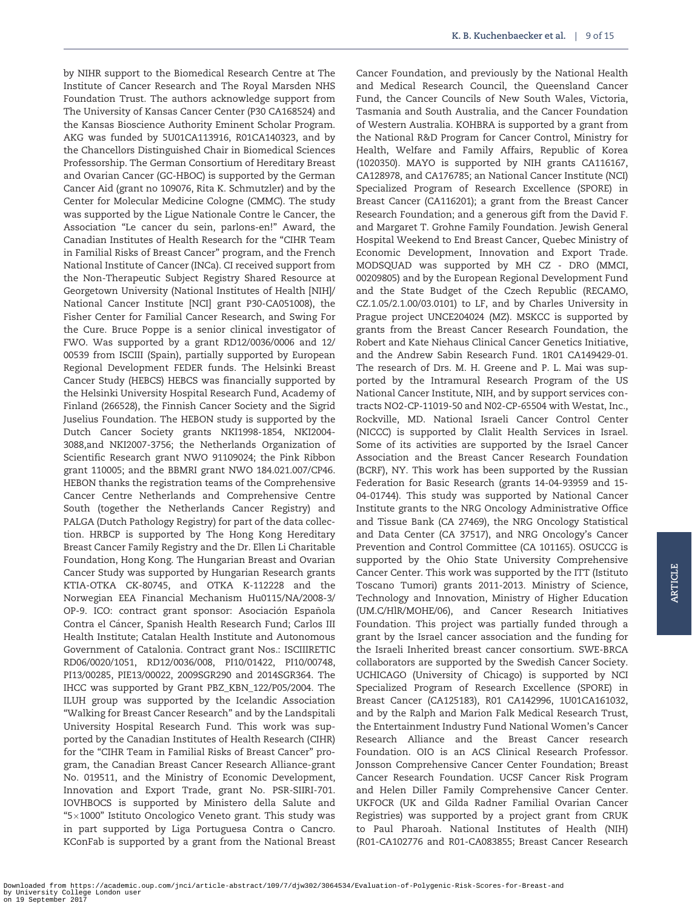by NIHR support to the Biomedical Research Centre at The Institute of Cancer Research and The Royal Marsden NHS Foundation Trust. The authors acknowledge support from The University of Kansas Cancer Center (P30 CA168524) and the Kansas Bioscience Authority Eminent Scholar Program. AKG was funded by 5U01CA113916, R01CA140323, and by the Chancellors Distinguished Chair in Biomedical Sciences Professorship. The German Consortium of Hereditary Breast and Ovarian Cancer (GC-HBOC) is supported by the German Cancer Aid (grant no 109076, Rita K. Schmutzler) and by the Center for Molecular Medicine Cologne (CMMC). The study was supported by the Ligue Nationale Contre le Cancer, the Association "Le cancer du sein, parlons-en!" Award, the Canadian Institutes of Health Research for the "CIHR Team in Familial Risks of Breast Cancer" program, and the French National Institute of Cancer (INCa). CI received support from the Non-Therapeutic Subject Registry Shared Resource at Georgetown University (National Institutes of Health [NIH]/ National Cancer Institute [NCI] grant P30-CA051008), the Fisher Center for Familial Cancer Research, and Swing For the Cure. Bruce Poppe is a senior clinical investigator of FWO. Was supported by a grant RD12/0036/0006 and 12/00539 from ISCIII (Spain), partially supported by European Regional Development FEDER funds. The Helsinki Breast Cancer Study (HEBCS) HEBCS was financially supported by the Helsinki University Hospital Research Fund, Academy of Finland (266528), the Finnish Cancer Society and the Sigrid Juselius Foundation. The HEBON study is supported by the Dutch Cancer Society grants NKI1998-1854, NKI2004-3088,and NKI2007-3756; the Netherlands Organization of Scientific Research grant NWO 91109024; the Pink Ribbon grant 110005; and the BBMRI grant NWO 184.021.007/CP46. HEBON thanks the registration teams of the Comprehensive Cancer Centre Netherlands and Comprehensive Centre South (together the Netherlands Cancer Registry) and PALGA (Dutch Pathology Registry) for part of the data collection. HRBCP is supported by The Hong Kong Hereditary Breast Cancer Family Registry and the Dr. Ellen Li Charitable Foundation, Hong Kong. The Hungarian Breast and Ovarian Cancer Study was supported by Hungarian Research grants KTIA-OTKA CK-80745, and OTKA K-112228 and the Norwegian EEA Financial Mechanism Hu0115/NA/2008-3/ OP-9. ICO: contract grant sponsor: Asociación Española Contra el Cáncer, Spanish Health Research Fund; Carlos III Health Institute; Catalan Health Institute and Autonomous Government of Catalonia. Contract grant Nos.: ISCIIIRETIC RD06/0020/1051, RD12/0036/008, PI10/01422, PI10/00748, PI13/00285, PIE13/00022, 2009SGR290 and 2014SGR364. The IHCC was supported by Grant PBZ_KBN_122/P05/2004. The ILUH group was supported by the Icelandic Association "Walking for Breast Cancer Research" and by the Landspitali University Hospital Research Fund. This work was supported by the Canadian Institutes of Health Research (CIHR) for the "CIHR Team in Familial Risks of Breast Cancer" program, the Canadian Breast Cancer Research Alliance-grant No. 019511, and the Ministry of Economic Development, Innovation and Export Trade, grant No. PSR-SIIRI-701. IOVHBOCS is supported by Ministero della Salute and "5×1000" Istituto Oncologico Veneto grant. This study was in part supported by Liga Portuguesa Contra o Cancro. KConFab is supported by a grant from the National Breast Cancer Foundation, and previously by the National Health and Medical Research Council, the Queensland Cancer Fund, the Cancer Councils of New South Wales, Victoria, Tasmania and South Australia, and the Cancer Foundation of Western Australia. KOHBRA is supported by a grant from the National R&D Program for Cancer Control, Ministry for Health, Welfare and Family Affairs, Republic of Korea (1020350). MAYO is supported by NIH grants CA116167, CA128978, and CA176785; an National Cancer Institute (NCI) Specialized Program of Research Excellence (SPORE) in Breast Cancer (CA116201); a grant from the Breast Cancer Research Foundation; and a generous gift from the David F. and Margaret T. Grohne Family Foundation. Jewish General Hospital Weekend to End Breast Cancer, Quebec Ministry of Economic Development, Innovation and Export Trade. MODSQUAD was supported by MH CZ - DRO (MMCI, 00209805) and by the European Regional Development Fund and the State Budget of the Czech Republic (RECAMO, CZ.1.05/2.1.00/03.0101) to LF, and by Charles University in Prague project UNCE204024 (MZ). MSKCC is supported by grants from the Breast Cancer Research Foundation, the Robert and Kate Niehaus Clinical Cancer Genetics Initiative, and the Andrew Sabin Research Fund. 1R01 CA149429-01. The research of Drs. M. H. Greene and P. L. Mai was supported by the Intramural Research Program of the US National Cancer Institute, NIH, and by support services contracts NO2-CP-11019-50 and N02-CP-65504 with Westat, Inc., Rockville, MD. National Israeli Cancer Control Center (NICCC) is supported by Clalit Health Services in Israel. Some of its activities are supported by the Israel Cancer Association and the Breast Cancer Research Foundation (BCRF), NY. This work has been supported by the Russian Federation for Basic Research (grants 14-04-93959 and 15-04-01744). This study was supported by National Cancer Institute grants to the NRG Oncology Administrative Office and Tissue Bank (CA 27469), the NRG Oncology Statistical and Data Center (CA 37517), and NRG Oncology's Cancer Prevention and Control Committee (CA 101165). OSUCCG is supported by the Ohio State University Comprehensive Cancer Center. This work was supported by the ITT (Istituto Toscano Tumori) grants 2011-2013. Ministry of Science, Technology and Innovation, Ministry of Higher Education (UM.C/HlR/MOHE/06), and Cancer Research Initiatives Foundation. This project was partially funded through a grant by the Israel cancer association and the funding for the Israeli Inherited breast cancer consortium. SWE-BRCA collaborators are supported by the Swedish Cancer Society. UCHICAGO (University of Chicago) is supported by NCI Specialized Program of Research Excellence (SPORE) in Breast Cancer (CA125183), R01 CA142996, 1U01CA161032, and by the Ralph and Marion Falk Medical Research Trust, the Entertainment Industry Fund National Women's Cancer Research Alliance and the Breast Cancer research Foundation. OIO is an ACS Clinical Research Professor. Jonsson Comprehensive Cancer Center Foundation; Breast Cancer Research Foundation. UCSF Cancer Risk Program and Helen Diller Family Comprehensive Cancer Center. UKFOCR (UK and Gilda Radner Familial Ovarian Cancer Registries) was supported by a project grant from CRUK to Paul Pharoah. National Institutes of Health (NIH) (R01-CA102776 and R01-CA083855; Breast Cancer Research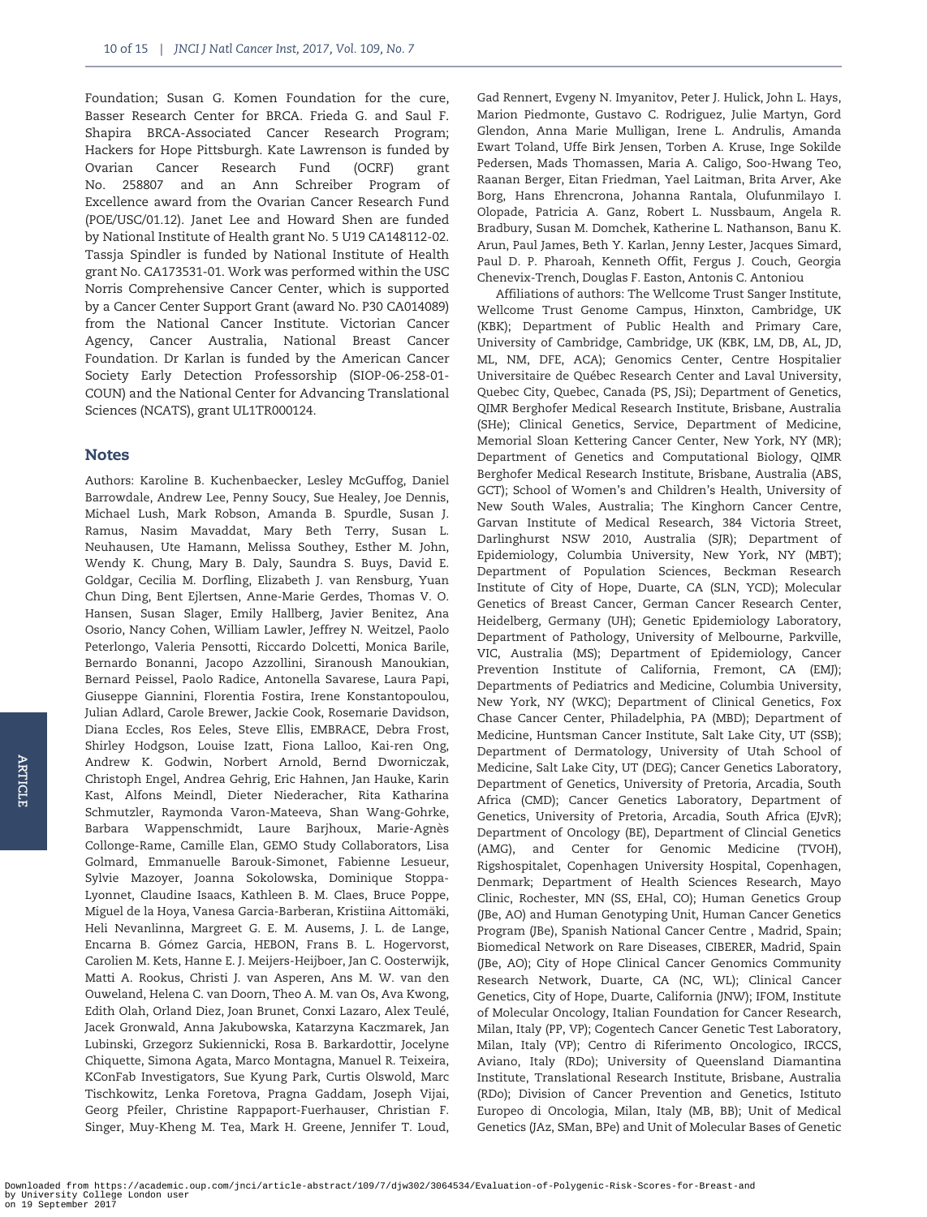Foundation; Susan G. Komen Foundation for the cure, Basser Research Center for BRCA. Frieda G. and Saul F. Shapira BRCA-Associated Cancer Research Program; Hackers for Hope Pittsburgh. Kate Lawrenson is funded by Ovarian Cancer Research Fund (OCRF) grant No. 258807 and an Ann Schreiber Program of Excellence award from the Ovarian Cancer Research Fund (POE/USC/01.12). Janet Lee and Howard Shen are funded by National Institute of Health grant No. 5 U19 CA148112-02. Tassja Spindler is funded by National Institute of Health grant No. CA173531-01. Work was performed within the USC Norris Comprehensive Cancer Center, which is supported by a Cancer Center Support Grant (award No. P30 CA014089) from the National Cancer Institute. Victorian Cancer Agency, Cancer Australia, National Breast Cancer Foundation. Dr Karlan is funded by the American Cancer Society Early Detection Professorship (SIOP-06-258-01-COUN) and the National Center for Advancing Translational Sciences (NCATS), grant UL1TR000124.

## Notes

Authors: Karoline B. Kuchenbaecker, Lesley McGuffog, Daniel Barrowdale, Andrew Lee, Penny Soucy, Sue Healey, Joe Dennis, Michael Lush, Mark Robson, Amanda B. Spurdle, Susan J. Ramus, Nasim Mavaddat, Mary Beth Terry, Susan L. Neuhausen, Ute Hamann, Melissa Southey, Esther M. John, Wendy K. Chung, Mary B. Daly, Saundra S. Buys, David E. Goldgar, Cecilia M. Dorfling, Elizabeth J. van Rensburg, Yuan Chun Ding, Bent Ejlertsen, Anne-Marie Gerdes, Thomas V. O. Hansen, Susan Slager, Emily Hallberg, Javier Benitez, Ana Osorio, Nancy Cohen, William Lawler, Jeffrey N. Weitzel, Paolo Peterlongo, Valeria Pensotti, Riccardo Dolcetti, Monica Barile, Bernardo Bonanni, Jacopo Azzollini, Siranoush Manoukian, Bernard Peissel, Paolo Radice, Antonella Savarese, Laura Papi, Giuseppe Giannini, Florentia Fostira, Irene Konstantopoulou, Julian Adlard, Carole Brewer, Jackie Cook, Rosemarie Davidson, Diana Eccles, Ros Eeles, Steve Ellis, EMBRACE, Debra Frost, Shirley Hodgson, Louise Izatt, Fiona Lalloo, Kai-ren Ong, Andrew K. Godwin, Norbert Arnold, Bernd Dworniczak, Christoph Engel, Andrea Gehrig, Eric Hahnen, Jan Hauke, Karin Kast, Alfons Meindl, Dieter Niederacher, Rita Katharina Schmutzler, Raymonda Varon-Mateeva, Shan Wang-Gohrke, Barbara Wappenschmidt, Laure Barjhoux, Marie-Agnès Collonge-Rame, Camille Elan, GEMO Study Collaborators, Lisa Golmard, Emmanuelle Barouk-Simonet, Fabienne Lesueur, Sylvie Mazoyer, Joanna Sokolowska, Dominique Stoppa-Lyonnet, Claudine Isaacs, Kathleen B. M. Claes, Bruce Poppe, Miguel de la Hoya, Vanesa Garcia-Barberan, Kristiina Aittomäki, Heli Nevanlinna, Margreet G. E. M. Ausems, J. L. de Lange, Encarna B. Gómez Garcia, HEBON, Frans B. L. Hogervorst, Carolien M. Kets, Hanne E. J. Meijers-Heijboer, Jan C. Oosterwijk, Matti A. Rookus, Christi J. van Asperen, Ans M. W. van den Ouweland, Helena C. van Doorn, Theo A. M. van Os, Ava Kwong, Edith Olah, Orland Diez, Joan Brunet, Conxi Lazaro, Alex Teulé, Jacek Gronwald, Anna Jakubowska, Katarzyna Kaczmarek, Jan Lubinski, Grzegorz Sukiennicki, Rosa B. Barkardottir, Jocelyne Chiquette, Simona Agata, Marco Montagna, Manuel R. Teixeira, KConFab Investigators, Sue Kyung Park, Curtis Olswold, Marc Tischkowitz, Lenka Foretova, Pragna Gaddam, Joseph Vijai, Georg Pfeiler, Christine Rappaport-Fuerhauser, Christian F. Singer, Muy-Kheng M. Tea, Mark H. Greene, Jennifer T. Loud, Gad Rennert, Evgeny N. Imyanitov, Peter J. Hulick, John L. Hays, Marion Piedmonte, Gustavo C. Rodriguez, Julie Martyn, Gord Glendon, Anna Marie Mulligan, Irene L. Andrulis, Amanda Ewart Toland, Uffe Birk Jensen, Torben A. Kruse, Inge Sokilde Pedersen, Mads Thomassen, Maria A. Caligo, Soo-Hwang Teo, Raanan Berger, Eitan Friedman, Yael Laitman, Brita Arver, Ake Borg, Hans Ehrencrona, Johanna Rantala, Olufunmilayo I. Olopade, Patricia A. Ganz, Robert L. Nussbaum, Angela R. Bradbury, Susan M. Domchek, Katherine L. Nathanson, Banu K. Arun, Paul James, Beth Y. Karlan, Jenny Lester, Jacques Simard, Paul D. P. Pharoah, Kenneth Offit, Fergus J. Couch, Georgia Chenevix-Trench, Douglas F. Easton, Antonis C. Antoniou

Affiliations of authors: The Wellcome Trust Sanger Institute, Wellcome Trust Genome Campus, Hinxton, Cambridge, UK (KBK); Department of Public Health and Primary Care, University of Cambridge, Cambridge, UK (KBK, LM, DB, AL, JD, ML, NM, DFE, ACA); Genomics Center, Centre Hospitalier Universitaire de Québec Research Center and Laval University, Quebec City, Quebec, Canada (PS, JSi); Department of Genetics, QIMR Berghofer Medical Research Institute, Brisbane, Australia (SHe); Clinical Genetics, Service, Department of Medicine, Memorial Sloan Kettering Cancer Center, New York, NY (MR); Department of Genetics and Computational Biology, QIMR Berghofer Medical Research Institute, Brisbane, Australia (ABS, GCT); School of Women's and Children's Health, University of New South Wales, Australia; The Kinghorn Cancer Centre, Garvan Institute of Medical Research, 384 Victoria Street, Darlinghurst NSW 2010, Australia (SJR); Department of Epidemiology, Columbia University, New York, NY (MBT); Department of Population Sciences, Beckman Research Institute of City of Hope, Duarte, CA (SLN, YCD); Molecular Genetics of Breast Cancer, German Cancer Research Center, Heidelberg, Germany (UH); Genetic Epidemiology Laboratory, Department of Pathology, University of Melbourne, Parkville, VIC, Australia (MS); Department of Epidemiology, Cancer Prevention Institute of California, Fremont, CA (EMJ); Departments of Pediatrics and Medicine, Columbia University, New York, NY (WKC); Department of Clinical Genetics, Fox Chase Cancer Center, Philadelphia, PA (MBD); Department of Medicine, Huntsman Cancer Institute, Salt Lake City, UT (SSB); Department of Dermatology, University of Utah School of Medicine, Salt Lake City, UT (DEG); Cancer Genetics Laboratory, Department of Genetics, University of Pretoria, Arcadia, South Africa (CMD); Cancer Genetics Laboratory, Department of Genetics, University of Pretoria, Arcadia, South Africa (EJvR); Department of Oncology (BE), Department of Clincial Genetics (AMG), and Center for Genomic Medicine (TVOH), Rigshospitalet, Copenhagen University Hospital, Copenhagen, Denmark; Department of Health Sciences Research, Mayo Clinic, Rochester, MN (SS, EHal, CO); Human Genetics Group (JBe, AO) and Human Genotyping Unit, Human Cancer Genetics Program (JBe), Spanish National Cancer Centre , Madrid, Spain; Biomedical Network on Rare Diseases, CIBERER, Madrid, Spain (JBe, AO); City of Hope Clinical Cancer Genomics Community Research Network, Duarte, CA (NC, WL); Clinical Cancer Genetics, City of Hope, Duarte, California (JNW); IFOM, Institute of Molecular Oncology, Italian Foundation for Cancer Research, Milan, Italy (PP, VP); Cogentech Cancer Genetic Test Laboratory, Milan, Italy (VP); Centro di Riferimento Oncologico, IRCCS, Aviano, Italy (RDo); University of Queensland Diamantina Institute, Translational Research Institute, Brisbane, Australia (RDo); Division of Cancer Prevention and Genetics, Istituto Europeo di Oncologia, Milan, Italy (MB, BB); Unit of Medical Genetics (JAz, SMan, BPe) and Unit of Molecular Bases of Genetic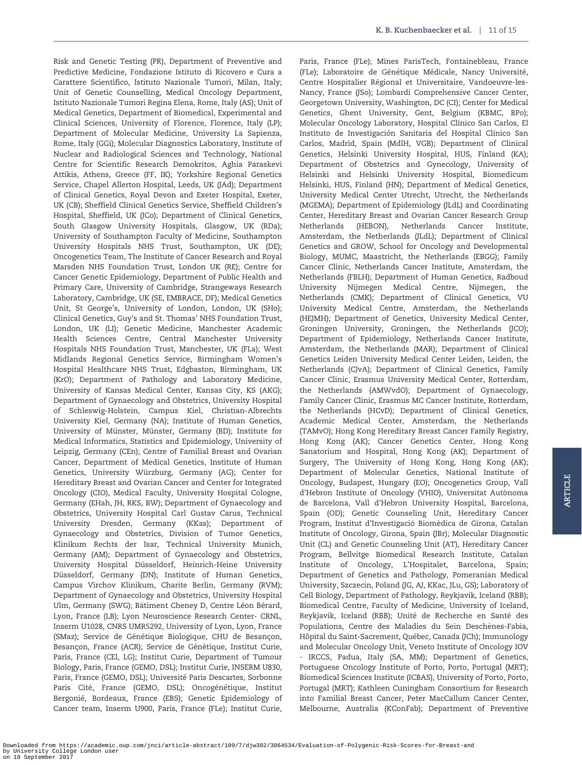Risk and Genetic Testing (PR), Department of Preventive and Predictive Medicine, Fondazione Istituto di Ricovero e Cura a Carattere Scientifico, Istituto Nazionale Tumori, Milan, Italy; Unit of Genetic Counselling, Medical Oncology Department, Istituto Nazionale Tumori Regina Elena, Rome, Italy (AS); Unit of Medical Genetics, Department of Biomedical, Experimental and Clinical Sciences, University of Florence, Florence, Italy (LP); Department of Molecular Medicine, University La Sapienza, Rome, Italy (GGi); Molecular Diagnostics Laboratory, Institute of Nuclear and Radiological Sciences and Technology, National Centre for Scientific Research Demokritos, Aghia Paraskevi Attikis, Athens, Greece (FF, IK); Yorkshire Regional Genetics Service, Chapel Allerton Hospital, Leeds, UK (JAd); Department of Clinical Genetics, Royal Devon and Exeter Hospital, Exeter, UK (CB); Sheffield Clinical Genetics Service, Sheffield Children's Hospital, Sheffield, UK (JCo); Department of Clinical Genetics, South Glasgow University Hospitals, Glasgow, UK (RDa); University of Southampton Faculty of Medicine, Southampton University Hospitals NHS Trust, Southampton, UK (DE); Oncogenetics Team, The Institute of Cancer Research and Royal Marsden NHS Foundation Trust, London UK (RE); Centre for Cancer Genetic Epidemiology, Department of Public Health and Primary Care, University of Cambridge, Strangeways Research Laboratory, Cambridge, UK (SE, EMBRACE, DF); Medical Genetics Unit, St George's, University of London, London, UK (SHo); Clinical Genetics, Guy's and St. Thomas' NHS Foundation Trust, London, UK (LI); Genetic Medicine, Manchester Academic Health Sciences Centre, Central Manchester University Hospitals NHS Foundation Trust, Manchester, UK (FLa); West Midlands Regional Genetics Service, Birmingham Women's Hospital Healthcare NHS Trust, Edgbaston, Birmingham, UK (KrO); Department of Pathology and Laboratory Medicine, University of Kansas Medical Center, Kansas City, KS (AKG); Department of Gynaecology and Obstetrics, University Hospital of Schleswig-Holstein, Campus Kiel, Christian-Albrechts University Kiel, Germany (NA); Institute of Human Genetics, University of Münster, Münster, Germany (BD); Institute for Medical Informatics, Statistics and Epidemiology, University of Leipzig, Germany (CEn); Centre of Familial Breast and Ovarian Cancer, Department of Medical Genetics, Institute of Human Genetics, University Würzburg, Germany (AG); Center for Hereditary Breast and Ovarian Cancer and Center for Integrated Oncology (CIO), Medical Faculty, University Hospital Cologne, Germany (EHah, JH, RKS, BW); Department of Gynaecology and Obstetrics, University Hospital Carl Gustav Carus, Technical University Dresden, Germany (KKas); Department of Gynaecology and Obstetrics, Division of Tumor Genetics, Klinikum Rechts der Isar, Technical University Munich, Germany (AM); Department of Gynaecology and Obstetrics, University Hospital Düsseldorf, Heinrich-Heine University Düsseldorf, Germany (DN); Institute of Human Genetics, Campus Virchov Klinikum, Charite Berlin, Germany (RVM); Department of Gynaecology and Obstetrics, University Hospital Ulm, Germany (SWG); Bâtiment Cheney D, Centre Léon Bérard, Lyon, France (LB); Lyon Neuroscience Research Center- CRNL, Inserm U1028, CNRS UMR5292, University of Lyon, Lyon, France (SMaz); Service de Génétique Biologique, CHU de Besançon, Besançon, France (ACR); Service de Génétique, Institut Curie, Paris, France (CEl, LG); Institut Curie, Department of Tumour Biology, Paris, France (GEMO, DSL); Institut Curie, INSERM U830, Paris, France (GEMO, DSL); Université Paris Descartes, Sorbonne Paris Cité, France (GEMO, DSL); Oncogénétique, Institut Bergonié, Bordeaux, France (EBS); Genetic Epidemiology of Cancer team, Inserm U900, Paris, France (FLe); Institut Curie, Paris, France (FLe); Mines ParisTech, Fontainebleau, France (FLe); Laboratoire de Génétique Médicale, Nancy Université, Centre Hospitalier Régional et Universitaire, Vandoeuvre-les-Nancy, France (JSo); Lombardi Comprehensive Cancer Center, Georgetown University, Washington, DC (CI); Center for Medical Genetics, Ghent University, Gent, Belgium (KBMC, BPo); Molecular Oncology Laboratory, Hospital Clinico San Carlos, El Instituto de Investigación Sanitaria del Hospital Clínico San Carlos, Madrid, Spain (MdlH, VGB); Department of Clinical Genetics, Helsinki University Hospital, HUS, Finland (KA); Department of Obstetrics and Gynecology, University of Helsinki and Helsinki University Hospital, Biomedicum Helsinki, HUS, Finland (HN); Department of Medical Genetics, University Medical Center Utrecht, Utrecht, the Netherlands (MGEMA); Department of Epidemiology (JLdL) and Coordinating Center, Hereditary Breast and Ovarian Cancer Research Group Netherlands (HEBON), Netherlands Cancer Institute, Amsterdam, the Netherlands (JLdL); Department of Clinical Genetics and GROW, School for Oncology and Developmental Biology, MUMC, Maastricht, the Netherlands (EBGG); Family Cancer Clinic, Netherlands Cancer Institute, Amsterdam, the Netherlands (FBLH); Department of Human Genetics, Radboud University Nijmegen Medical Centre, Nijmegen, the Netherlands (CMK); Department of Clinical Genetics, VU University Medical Centre, Amsterdam, the Netherlands (HEJMH); Department of Genetics, University Medical Center, Groningen University, Groningen, the Netherlands (JCO); Department of Epidemiology, Netherlands Cancer Institute, Amsterdam, the Netherlands (MAR); Department of Clinical Genetics Leiden University Medical Center Leiden, Leiden, the Netherlands (CJvA); Department of Clinical Genetics, Family Cancer Clinic, Erasmus University Medical Center, Rotterdam, the Netherlands (AMWvdO); Department of Gynaecology, Family Cancer Clinic, Erasmus MC Cancer Institute, Rotterdam, the Netherlands (HCvD); Department of Clinical Genetics, Academic Medical Center, Amsterdam, the Netherlands (TAMvO); Hong Kong Hereditary Breast Cancer Family Registry, Hong Kong (AK); Cancer Genetics Center, Hong Kong Sanatorium and Hospital, Hong Kong (AK); Department of Surgery, The University of Hong Kong, Hong Kong (AK); Department of Molecular Genetics, National Institute of Oncology, Budapest, Hungary (EO); Oncogenetics Group, Vall d'Hebron Institute of Oncology (VHIO), Universitat Autònoma de Barcelona, Vall d'Hebron University Hospital, Barcelona, Spain (OD); Genetic Counseling Unit, Hereditary Cancer Program, Institut d'Investigació Biomèdica de Girona, Catalan Institute of Oncology, Girona, Spain (JBr); Molecular Diagnostic Unit (CL) and Genetic Counseling Unit (AT), Hereditary Cancer Program, Bellvitge Biomedical Research Institute, Catalan Institute of Oncology, L'Hospitalet, Barcelona, Spain; Department of Genetics and Pathology, Pomeranian Medical University, Szczecin, Poland (JG, AJ, KKac, JLu, GS); Laboratory of Cell Biology, Department of Pathology, Reykjavik, Iceland (RBB); Biomedical Centre, Faculty of Medicine, University of Iceland, Reykjavik, Iceland (RBB); Unité de Recherche en Santé des Populations, Centre des Maladies du Sein Deschênes-Fabia, Hôpital du Saint-Sacrement, Québec, Canada (JCh); Immunology and Molecular Oncology Unit, Veneto Institute of Oncology IOV - IRCCS, Padua, Italy (SA, MM); Department of Genetics, Portuguese Oncology Institute of Porto, Porto, Portugal (MRT); Biomedical Sciences Institute (ICBAS), University of Porto, Porto, Portugal (MRT); Kathleen Cuningham Consortium for Research into Familial Breast Cancer, Peter MacCallum Cancer Center, Melbourne, Australia (KConFab); Department of Preventive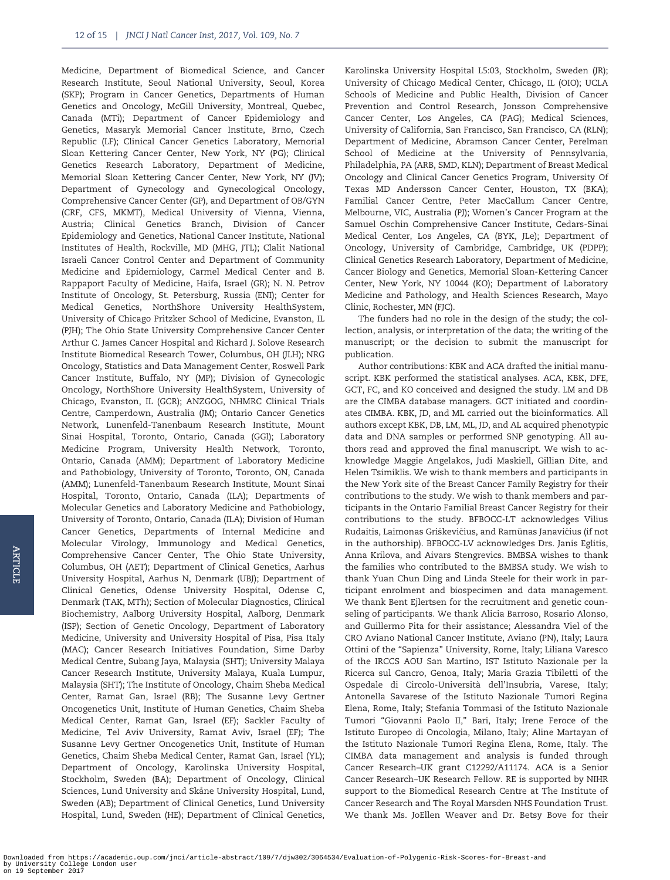Medicine, Department of Biomedical Science, and Cancer Research Institute, Seoul National University, Seoul, Korea (SKP); Program in Cancer Genetics, Departments of Human Genetics and Oncology, McGill University, Montreal, Quebec, Canada (MTi); Department of Cancer Epidemiology and Genetics, Masaryk Memorial Cancer Institute, Brno, Czech Republic (LF); Clinical Cancer Genetics Laboratory, Memorial Sloan Kettering Cancer Center, New York, NY (PG); Clinical Genetics Research Laboratory, Department of Medicine, Memorial Sloan Kettering Cancer Center, New York, NY (JV); Department of Gynecology and Gynecological Oncology, Comprehensive Cancer Center (GP), and Department of OB/GYN (CRF, CFS, MKMT), Medical University of Vienna, Vienna, Austria; Clinical Genetics Branch, Division of Cancer Epidemiology and Genetics, National Cancer Institute, National Institutes of Health, Rockville, MD (MHG, JTL); Clalit National Israeli Cancer Control Center and Department of Community Medicine and Epidemiology, Carmel Medical Center and B. Rappaport Faculty of Medicine, Haifa, Israel (GR); N. N. Petrov Institute of Oncology, St. Petersburg, Russia (ENI); Center for Medical Genetics, NorthShore University HealthSystem, University of Chicago Pritzker School of Medicine, Evanston, IL (PJH); The Ohio State University Comprehensive Cancer Center Arthur C. James Cancer Hospital and Richard J. Solove Research Institute Biomedical Research Tower, Columbus, OH (JLH); NRG Oncology, Statistics and Data Management Center, Roswell Park Cancer Institute, Buffalo, NY (MP); Division of Gynecologic Oncology, NorthShore University HealthSystem, University of Chicago, Evanston, IL (GCR); ANZGOG, NHMRC Clinical Trials Centre, Camperdown, Australia (JM); Ontario Cancer Genetics Network, Lunenfeld-Tanenbaum Research Institute, Mount Sinai Hospital, Toronto, Ontario, Canada (GGl); Laboratory Medicine Program, University Health Network, Toronto, Ontario, Canada (AMM); Department of Laboratory Medicine and Pathobiology, University of Toronto, Toronto, ON, Canada (AMM); Lunenfeld-Tanenbaum Research Institute, Mount Sinai Hospital, Toronto, Ontario, Canada (ILA); Departments of Molecular Genetics and Laboratory Medicine and Pathobiology, University of Toronto, Ontario, Canada (ILA); Division of Human Cancer Genetics, Departments of Internal Medicine and Molecular Virology, Immunology and Medical Genetics, Comprehensive Cancer Center, The Ohio State University, Columbus, OH (AET); Department of Clinical Genetics, Aarhus University Hospital, Aarhus N, Denmark (UBJ); Department of Clinical Genetics, Odense University Hospital, Odense C, Denmark (TAK, MTh); Section of Molecular Diagnostics, Clinical Biochemistry, Aalborg University Hospital, Aalborg, Denmark (ISP); Section of Genetic Oncology, Department of Laboratory Medicine, University and University Hospital of Pisa, Pisa Italy (MAC); Cancer Research Initiatives Foundation, Sime Darby Medical Centre, Subang Jaya, Malaysia (SHT); University Malaya Cancer Research Institute, University Malaya, Kuala Lumpur, Malaysia (SHT); The Institute of Oncology, Chaim Sheba Medical Center, Ramat Gan, Israel (RB); The Susanne Levy Gertner Oncogenetics Unit, Institute of Human Genetics, Chaim Sheba Medical Center, Ramat Gan, Israel (EF); Sackler Faculty of Medicine, Tel Aviv University, Ramat Aviv, Israel (EF); The Susanne Levy Gertner Oncogenetics Unit, Institute of Human Genetics, Chaim Sheba Medical Center, Ramat Gan, Israel (YL); Department of Oncology, Karolinska University Hospital, Stockholm, Sweden (BA); Department of Oncology, Clinical Sciences, Lund University and Skåne University Hospital, Lund, Sweden (AB); Department of Clinical Genetics, Lund University Hospital, Lund, Sweden (HE); Department of Clinical Genetics, Karolinska University Hospital L5:03, Stockholm, Sweden (JR); University of Chicago Medical Center, Chicago, IL (OIO); UCLA Schools of Medicine and Public Health, Division of Cancer Prevention and Control Research, Jonsson Comprehensive Cancer Center, Los Angeles, CA (PAG); Medical Sciences, University of California, San Francisco, San Francisco, CA (RLN); Department of Medicine, Abramson Cancer Center, Perelman School of Medicine at the University of Pennsylvania, Philadelphia, PA (ARB, SMD, KLN); Department of Breast Medical Oncology and Clinical Cancer Genetics Program, University Of Texas MD Andersson Cancer Center, Houston, TX (BKA); Familial Cancer Centre, Peter MacCallum Cancer Centre, Melbourne, VIC, Australia (PJ); Women's Cancer Program at the Samuel Oschin Comprehensive Cancer Institute, Cedars-Sinai Medical Center, Los Angeles, CA (BYK, JLe); Department of Oncology, University of Cambridge, Cambridge, UK (PDPP); Clinical Genetics Research Laboratory, Department of Medicine, Cancer Biology and Genetics, Memorial Sloan-Kettering Cancer Center, New York, NY 10044 (KO); Department of Laboratory Medicine and Pathology, and Health Sciences Research, Mayo Clinic, Rochester, MN (FJC).

The funders had no role in the design of the study; the collection, analysis, or interpretation of the data; the writing of the manuscript; or the decision to submit the manuscript for publication.

Author contributions: KBK and ACA drafted the initial manuscript. KBK performed the statistical analyses. ACA, KBK, DFE, GCT, FC, and KO conceived and designed the study. LM and DB are the CIMBA database managers. GCT initiated and coordinates CIMBA. KBK, JD, and ML carried out the bioinformatics. All authors except KBK, DB, LM, ML, JD, and AL acquired phenotypic data and DNA samples or performed SNP genotyping. All authors read and approved the final manuscript. We wish to acknowledge Maggie Angelakos, Judi Maskiell, Gillian Dite, and Helen Tsimiklis. We wish to thank members and participants in the New York site of the Breast Cancer Family Registry for their contributions to the study. We wish to thank members and participants in the Ontario Familial Breast Cancer Registry for their contributions to the study. BFBOCC-LT acknowledges Vilius Rudaitis, Laimonas Griškevičius, and Ramūnas Janavičius (if not in the authorship). BFBOCC-LV acknowledges Drs. Janis Eglitis, Anna Krilova, and Aivars Stengrevics. BMBSA wishes to thank the families who contributed to the BMBSA study. We wish to thank Yuan Chun Ding and Linda Steele for their work in participant enrolment and biospecimen and data management. We thank Bent Ejlertsen for the recruitment and genetic counseling of participants. We thank Alicia Barroso, Rosario Alonso, and Guillermo Pita for their assistance; Alessandra Viel of the CRO Aviano National Cancer Institute, Aviano (PN), Italy; Laura Ottini of the "Sapienza" University, Rome, Italy; Liliana Varesco of the IRCCS AOU San Martino, IST Istituto Nazionale per la Ricerca sul Cancro, Genoa, Italy; Maria Grazia Tibiletti of the Ospedale di Circolo-Università dell'Insubria, Varese, Italy; Antonella Savarese of the Istituto Nazionale Tumori Regina Elena, Rome, Italy; Stefania Tommasi of the Istituto Nazionale Tumori "Giovanni Paolo II," Bari, Italy; Irene Feroce of the Istituto Europeo di Oncologia, Milano, Italy; Aline Martayan of the Istituto Nazionale Tumori Regina Elena, Rome, Italy. The CIMBA data management and analysis is funded through Cancer Research–UK grant C12292/A11174. ACA is a Senior Cancer Research–UK Research Fellow. RE is supported by NIHR support to the Biomedical Research Centre at The Institute of Cancer Research and The Royal Marsden NHS Foundation Trust. We thank Ms. JoEllen Weaver and Dr. Betsy Bove for their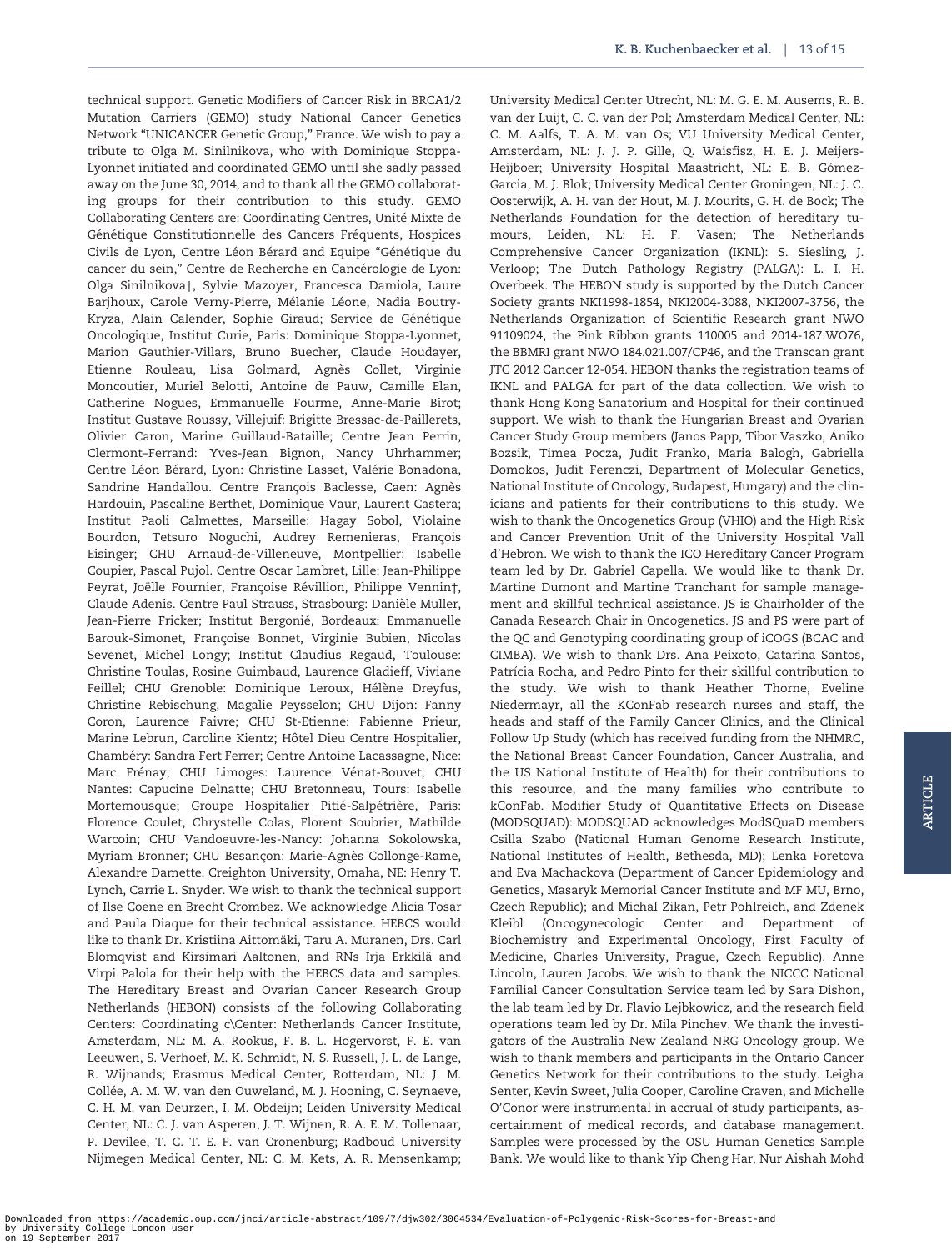technical support. Genetic Modifiers of Cancer Risk in BRCA1/2 Mutation Carriers (GEMO) study National Cancer Genetics Network "UNICANCER Genetic Group," France. We wish to pay a tribute to Olga M. Sinilnikova, who with Dominique Stoppa-Lyonnet initiated and coordinated GEMO until she sadly passed away on the June 30, 2014, and to thank all the GEMO collaborating groups for their contribution to this study. GEMO Collaborating Centers are: Coordinating Centres, Unité Mixte de Génétique Constitutionnelle des Cancers Fréquents, Hospices Civils de Lyon, Centre Léon Bérard and Equipe "Génétique du cancer du sein," Centre de Recherche en Cancérologie de Lyon: Olga Sinilnikova†, Sylvie Mazoyer, Francesca Damiola, Laure Barjhoux, Carole Verny-Pierre, Mélanie Léone, Nadia Boutry-Kryza, Alain Calender, Sophie Giraud; Service de Génétique Oncologique, Institut Curie, Paris: Dominique Stoppa-Lyonnet, Marion Gauthier-Villars, Bruno Buecher, Claude Houdayer, Etienne Rouleau, Lisa Golmard, Agnès Collet, Virginie Moncoutier, Muriel Belotti, Antoine de Pauw, Camille Elan, Catherine Nogues, Emmanuelle Fourme, Anne-Marie Birot; Institut Gustave Roussy, Villejuif: Brigitte Bressac-de-Paillerets, Olivier Caron, Marine Guillaud-Bataille; Centre Jean Perrin, Clermont–Ferrand: Yves-Jean Bignon, Nancy Uhrhammer; Centre Léon Bérard, Lyon: Christine Lasset, Valérie Bonadona, Sandrine Handallou. Centre François Baclesse, Caen: Agnès Hardouin, Pascaline Berthet, Dominique Vaur, Laurent Castera; Institut Paoli Calmettes, Marseille: Hagay Sobol, Violaine Bourdon, Tetsuro Noguchi, Audrey Remenieras, François Eisinger; CHU Arnaud-de-Villeneuve, Montpellier: Isabelle Coupier, Pascal Pujol. Centre Oscar Lambret, Lille: Jean-Philippe Peyrat, Joëlle Fournier, Françoise Révillion, Philippe Vennin†, Claude Adenis. Centre Paul Strauss, Strasbourg: Danièle Muller, Jean-Pierre Fricker; Institut Bergonié, Bordeaux: Emmanuelle Barouk-Simonet, Françoise Bonnet, Virginie Bubien, Nicolas Sevenet, Michel Longy; Institut Claudius Regaud, Toulouse: Christine Toulas, Rosine Guimbaud, Laurence Gladieff, Viviane Feillel; CHU Grenoble: Dominique Leroux, Hélène Dreyfus, Christine Rebischung, Magalie Peysselon; CHU Dijon: Fanny Coron, Laurence Faivre; CHU St-Etienne: Fabienne Prieur, Marine Lebrun, Caroline Kientz; Hôtel Dieu Centre Hospitalier, Chambéry: Sandra Fert Ferrer; Centre Antoine Lacassagne, Nice: Marc Frénay; CHU Limoges: Laurence Vénat-Bouvet; CHU Nantes: Capucine Delnatte; CHU Bretonneau, Tours: Isabelle Mortemousque; Groupe Hospitalier Pitié-Salpétrière, Paris: Florence Coulet, Chrystelle Colas, Florent Soubrier, Mathilde Warcoin; CHU Vandoeuvre-les-Nancy: Johanna Sokolowska, Myriam Bronner; CHU Besançon: Marie-Agnès Collonge-Rame, Alexandre Damette. Creighton University, Omaha, NE: Henry T. Lynch, Carrie L. Snyder. We wish to thank the technical support of Ilse Coene en Brecht Crombez. We acknowledge Alicia Tosar and Paula Diaque for their technical assistance. HEBCS would like to thank Dr. Kristiina Aittomäki, Taru A. Muranen, Drs. Carl Blomqvist and Kirsimari Aaltonen, and RNs Irja Erkkilä and Virpi Palola for their help with the HEBCS data and samples. The Hereditary Breast and Ovarian Cancer Research Group Netherlands (HEBON) consists of the following Collaborating Centers: Coordinating c\Center: Netherlands Cancer Institute, Amsterdam, NL: M. A. Rookus, F. B. L. Hogervorst, F. E. van Leeuwen, S. Verhoef, M. K. Schmidt, N. S. Russell, J. L. de Lange, R. Wijnands; Erasmus Medical Center, Rotterdam, NL: J. M. Collée, A. M. W. van den Ouweland, M. J. Hooning, C. Seynaeve, C. H. M. van Deurzen, I. M. Obdeijn; Leiden University Medical Center, NL: C. J. van Asperen, J. T. Wijnen, R. A. E. M. Tollenaar, P. Devilee, T. C. T. E. F. van Cronenburg; Radboud University Nijmegen Medical Center, NL: C. M. Kets, A. R. Mensenkamp; University Medical Center Utrecht, NL: M. G. E. M. Ausems, R. B. van der Luijt, C. C. van der Pol; Amsterdam Medical Center, NL: C. M. Aalfs, T. A. M. van Os; VU University Medical Center, Amsterdam, NL: J. J. P. Gille, Q. Waisfisz, H. E. J. Meijers-Heijboer; University Hospital Maastricht, NL: E. B. Gómez-Garcia, M. J. Blok; University Medical Center Groningen, NL: J. C. Oosterwijk, A. H. van der Hout, M. J. Mourits, G. H. de Bock; The Netherlands Foundation for the detection of hereditary tumours, Leiden, NL: H. F. Vasen; The Netherlands Comprehensive Cancer Organization (IKNL): S. Siesling, J. Verloop; The Dutch Pathology Registry (PALGA): L. I. H. Overbeek. The HEBON study is supported by the Dutch Cancer Society grants NKI1998-1854, NKI2004-3088, NKI2007-3756, the Netherlands Organization of Scientific Research grant NWO 91109024, the Pink Ribbon grants 110005 and 2014-187.WO76, the BBMRI grant NWO 184.021.007/CP46, and the Transcan grant JTC 2012 Cancer 12-054. HEBON thanks the registration teams of IKNL and PALGA for part of the data collection. We wish to thank Hong Kong Sanatorium and Hospital for their continued support. We wish to thank the Hungarian Breast and Ovarian Cancer Study Group members (Janos Papp, Tibor Vaszko, Aniko Bozsik, Timea Pocza, Judit Franko, Maria Balogh, Gabriella Domokos, Judit Ferenczi, Department of Molecular Genetics, National Institute of Oncology, Budapest, Hungary) and the clinicians and patients for their contributions to this study. We wish to thank the Oncogenetics Group (VHIO) and the High Risk and Cancer Prevention Unit of the University Hospital Vall d'Hebron. We wish to thank the ICO Hereditary Cancer Program team led by Dr. Gabriel Capella. We would like to thank Dr. Martine Dumont and Martine Tranchant for sample management and skillful technical assistance. JS is Chairholder of the Canada Research Chair in Oncogenetics. JS and PS were part of the QC and Genotyping coordinating group of iCOGS (BCAC and CIMBA). We wish to thank Drs. Ana Peixoto, Catarina Santos, Patrícia Rocha, and Pedro Pinto for their skillful contribution to the study. We wish to thank Heather Thorne, Eveline Niedermayr, all the KConFab research nurses and staff, the heads and staff of the Family Cancer Clinics, and the Clinical Follow Up Study (which has received funding from the NHMRC, the National Breast Cancer Foundation, Cancer Australia, and the US National Institute of Health) for their contributions to this resource, and the many families who contribute to kConFab. Modifier Study of Quantitative Effects on Disease (MODSQUAD): MODSQUAD acknowledges ModSQuaD members Csilla Szabo (National Human Genome Research Institute, National Institutes of Health, Bethesda, MD); Lenka Foretova and Eva Machackova (Department of Cancer Epidemiology and Genetics, Masaryk Memorial Cancer Institute and MF MU, Brno, Czech Republic); and Michal Zikan, Petr Pohlreich, and Zdenek Kleibl (Oncogynecologic Center and Department of Biochemistry and Experimental Oncology, First Faculty of Medicine, Charles University, Prague, Czech Republic). Anne Lincoln, Lauren Jacobs. We wish to thank the NICCC National Familial Cancer Consultation Service team led by Sara Dishon, the lab team led by Dr. Flavio Lejbkowicz, and the research field operations team led by Dr. Mila Pinchev. We thank the investigators of the Australia New Zealand NRG Oncology group. We wish to thank members and participants in the Ontario Cancer Genetics Network for their contributions to the study. Leigha Senter, Kevin Sweet, Julia Cooper, Caroline Craven, and Michelle O'Conor were instrumental in accrual of study participants, ascertainment of medical records, and database management. Samples were processed by the OSU Human Genetics Sample Bank. We would like to thank Yip Cheng Har, Nur Aishah Mohd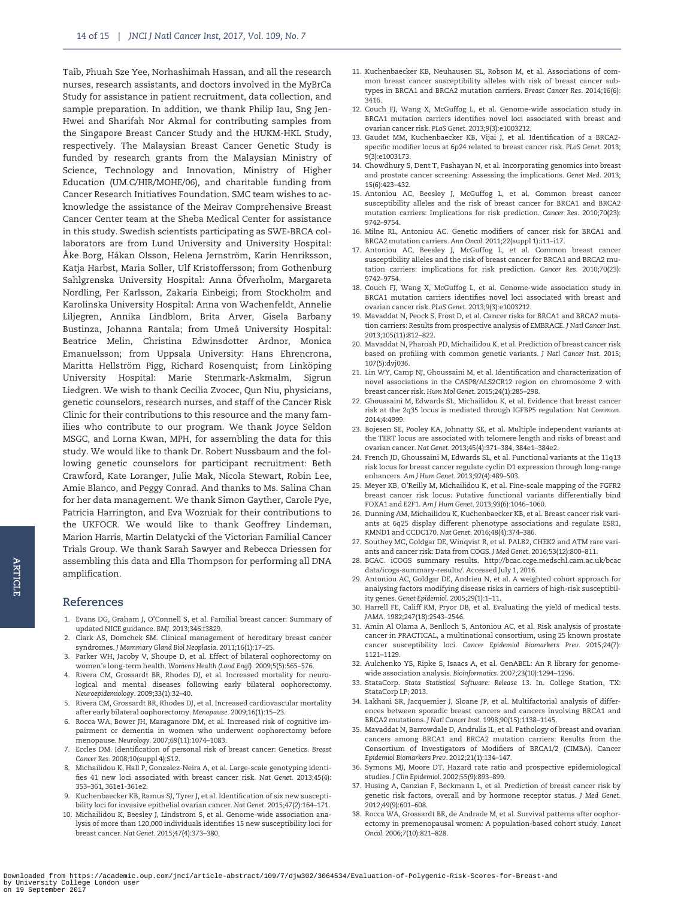Taib, Phuah Sze Yee, Norhashimah Hassan, and all the research nurses, research assistants, and doctors involved in the MyBrCa Study for assistance in patient recruitment, data collection, and sample preparation. In addition, we thank Philip Iau, Sng Jen-Hwei and Sharifah Nor Akmal for contributing samples from the Singapore Breast Cancer Study and the HUKM-HKL Study, respectively. The Malaysian Breast Cancer Genetic Study is funded by research grants from the Malaysian Ministry of Science, Technology and Innovation, Ministry of Higher Education (UM.C/HIR/MOHE/06), and charitable funding from Cancer Research Initiatives Foundation. SMC team wishes to acknowledge the assistance of the Meirav Comprehensive Breast Cancer Center team at the Sheba Medical Center for assistance in this study. Swedish scientists participating as SWE-BRCA collaborators are from Lund University and University Hospital: Åke Borg, Håkan Olsson, Helena Jernström, Karin Henriksson, Katja Harbst, Maria Soller, Ulf Kristoffersson; from Gothenburg Sahlgrenska University Hospital: Anna Öfverholm, Margareta Nordling, Per Karlsson, Zakaria Einbeigi; from Stockholm and Karolinska University Hospital: Anna von Wachenfeldt, Annelie Liljegren, Annika Lindblom, Brita Arver, Gisela Barbany Bustinza, Johanna Rantala; from Umeå University Hospital: Beatrice Melin, Christina Edwinsdotter Ardnor, Monica Emanuelsson; from Uppsala University: Hans Ehrencrona, Maritta Hellström Pigg, Richard Rosenquist; from Linköping University Hospital: Marie Stenmark-Askmalm, Sigrun Liedgren. We wish to thank Cecilia Zvocec, Qun Niu, physicians, genetic counselors, research nurses, and staff of the Cancer Risk Clinic for their contributions to this resource and the many families who contribute to our program. We thank Joyce Seldon MSGC, and Lorna Kwan, MPH, for assembling the data for this study. We would like to thank Dr. Robert Nussbaum and the following genetic counselors for participant recruitment: Beth Crawford, Kate Loranger, Julie Mak, Nicola Stewart, Robin Lee, Amie Blanco, and Peggy Conrad. And thanks to Ms. Salina Chan for her data management. We thank Simon Gayther, Carole Pye, Patricia Harrington, and Eva Wozniak for their contributions to the UKFOCR. We would like to thank Geoffrey Lindeman, Marion Harris, Martin Delatycki of the Victorian Familial Cancer Trials Group. We thank Sarah Sawyer and Rebecca Driessen for assembling this data and Ella Thompson for performing all DNA amplification.

## References

1. Evans DG, Graham J, O'Connell S, et al. Familial breast cancer: Summary of updated NICE guidance. *BMJ*. 2013;346:f3829.
2. Clark AS, Domchek SM. Clinical management of hereditary breast cancer syndromes. *J Mammary Gland Biol Neoplasia*. 2011;16(1):17–25.
3. Parker WH, Jacoby V, Shoupe D, et al. Effect of bilateral oophorectomy on women's long-term health. *Womens Health (Lond Engl)*. 2009;5(5):565–576.
4. Rivera CM, Grossardt BR, Rhodes DJ, et al. Increased mortality for neurological and mental diseases following early bilateral oophorectomy. *Neuroepidemiology*. 2009;33(1):32–40.
5. Rivera CM, Grossardt BR, Rhodes DJ, et al. Increased cardiovascular mortality after early bilateral oophorectomy. *Menopause*. 2009;16(1):15–23.
6. Rocca WA, Bower JH, Maraganore DM, et al. Increased risk of cognitive impairment or dementia in women who underwent oophorectomy before menopause. *Neurology*. 2007;69(11):1074–1083.
7. Eccles DM. Identification of personal risk of breast cancer: Genetics. *Breast Cancer Res*. 2008;10(suppl 4):S12.
8. Michailidou K, Hall P, Gonzalez-Neira A, et al. Large-scale genotyping identifies 41 new loci associated with breast cancer risk. *Nat Genet*. 2013;45(4): 353–361, 361e1-361e2.
9. Kuchenbaecker KB, Ramus SJ, Tyrer J, et al. Identification of six new susceptibility loci for invasive epithelial ovarian cancer. *Nat Genet*. 2015;47(2):164–171.
10. Michailidou K, Beesley J, Lindstrom S, et al. Genome-wide association analysis of more than 120,000 individuals identifies 15 new susceptibility loci for breast cancer. *Nat Genet*. 2015;47(4):373–380.
11. Kuchenbaecker KB, Neuhausen SL, Robson M, et al. Associations of common breast cancer susceptibility alleles with risk of breast cancer subtypes in BRCA1 and BRCA2 mutation carriers. *Breast Cancer Res*. 2014;16(6): 3416.
12. Couch FJ, Wang X, McGuffog L, et al. Genome-wide association study in BRCA1 mutation carriers identifies novel loci associated with breast and ovarian cancer risk. *PLoS Genet*. 2013;9(3):e1003212.
13. Gaudet MM, Kuchenbaecker KB, Vijai J, et al. Identification of a BRCA2-specific modifier locus at 6p24 related to breast cancer risk. *PLoS Genet*. 2013; 9(3):e1003173.
14. Chowdhury S, Dent T, Pashayan N, et al. Incorporating genomics into breast and prostate cancer screening: Assessing the implications. *Genet Med*. 2013; 15(6):423–432.
15. Antoniou AC, Beesley J, McGuffog L, et al. Common breast cancer susceptibility alleles and the risk of breast cancer for BRCA1 and BRCA2 mutation carriers: Implications for risk prediction. *Cancer Res*. 2010;70(23): 9742–9754.
16. Milne RL, Antoniou AC. Genetic modifiers of cancer risk for BRCA1 and BRCA2 mutation carriers. *Ann Oncol*. 2011;22(suppl 1):i11–i17.
17. Antoniou AC, Beesley J, McGuffog L, et al. Common breast cancer susceptibility alleles and the risk of breast cancer for BRCA1 and BRCA2 mutation carriers: implications for risk prediction. *Cancer Res*. 2010;70(23): 9742–9754.
18. Couch FJ, Wang X, McGuffog L, et al. Genome-wide association study in BRCA1 mutation carriers identifies novel loci associated with breast and ovarian cancer risk. *PLoS Genet*. 2013;9(3):e1003212.
19. Mavaddat N, Peock S, Frost D, et al. Cancer risks for BRCA1 and BRCA2 mutation carriers: Results from prospective analysis of EMBRACE. *J Natl Cancer Inst*. 2013;105(11):812–822.
20. Mavaddat N, Pharoah PD, Michailidou K, et al. Prediction of breast cancer risk based on profiling with common genetic variants. *J Natl Cancer Inst*. 2015; 107(5):dvj036.
21. Lin WY, Camp NJ, Ghoussaini M, et al. Identification and characterization of novel associations in the CASP8/ALS2CR12 region on chromosome 2 with breast cancer risk. *Hum Mol Genet*. 2015;24(1):285–298.
22. Ghoussaini M, Edwards SL, Michailidou K, et al. Evidence that breast cancer risk at the 2q35 locus is mediated through IGFBP5 regulation. *Nat Commun*. 2014;4:4999.
23. Bojesen SE, Pooley KA, Johnatty SE, et al. Multiple independent variants at the TERT locus are associated with telomere length and risks of breast and ovarian cancer. *Nat Genet*. 2013;45(4):371–384, 384e1–384e2.
24. French JD, Ghoussaini M, Edwards SL, et al. Functional variants at the 11q13 risk locus for breast cancer regulate cyclin D1 expression through long-range enhancers. *Am J Hum Genet*. 2013;92(4):489–503.
25. Meyer KB, O'Reilly M, Michailidou K, et al. Fine-scale mapping of the FGFR2 breast cancer risk locus: Putative functional variants differentially bind FOXA1 and E2F1. *Am J Hum Genet*. 2013;93(6):1046–1060.
26. Dunning AM, Michailidou K, Kuchenbaecker KB, et al. Breast cancer risk variants at 6q25 display different phenotype associations and regulate ESR1, RMND1 and CCDC170. *Nat Genet*. 2016;48(4):374–386.
27. Southey MC, Goldgar DE, Winqvist R, et al. PALB2, CHEK2 and ATM rare variants and cancer risk: Data from COGS. *J Med Genet*. 2016;53(12):800–811.
28. BCAC. iCOGS summary results. http://bcac.ccge.medschl.cam.ac.uk/bcacdata/icogs-summary-results/. Accessed July 1, 2016.
29. Antoniou AC, Goldgar DE, Andrieu N, et al. A weighted cohort approach for analysing factors modifying disease risks in carriers of high-risk susceptibility genes. *Genet Epidemiol*. 2005;29(1):1–11.
30. Harrell FE, Califf RM, Pryor DB, et al. Evaluating the yield of medical tests. *JAMA*. 1982;247(18):2543–2546.
31. Amin Al Olama A, Benlloch S, Antoniou AC, et al. Risk analysis of prostate cancer in PRACTICAL, a multinational consortium, using 25 known prostate cancer susceptibility loci. *Cancer Epidemiol Biomarkers Prev*. 2015;24(7): 1121–1129.
32. Aulchenko YS, Ripke S, Isaacs A, et al. GenABEL: An R library for genome-wide association analysis. *Bioinformatics*. 2007;23(10):1294–1296.
33. StataCorp. *Stata Statistical Software: Release 13*. In. College Station, TX: StataCorp LP; 2013.
34. Lakhani SR, Jacquemier J, Sloane JP, et al. Multifactorial analysis of differences between sporadic breast cancers and cancers involving BRCA1 and BRCA2 mutations. *J Natl Cancer Inst*. 1998;90(15):1138–1145.
35. Mavaddat N, Barrowdale D, Andrulis IL, et al. Pathology of breast and ovarian cancers among BRCA1 and BRCA2 mutation carriers: Results from the Consortium of Investigators of Modifiers of BRCA1/2 (CIMBA). *Cancer Epidemiol Biomarkers Prev*. 2012;21(1):134–147.
36. Symons MJ, Moore DT. Hazard rate ratio and prospective epidemiological studies. *J Clin Epidemiol*. 2002;55(9):893–899.
37. Husing A, Canzian F, Beckmann L, et al. Prediction of breast cancer risk by genetic risk factors, overall and by hormone receptor status. *J Med Genet*. 2012;49(9):601–608.
38. Rocca WA, Grossardt BR, de Andrade M, et al. Survival patterns after oophorectomy in premenopausal women: A population-based cohort study. *Lancet Oncol*. 2006;7(10):821–828.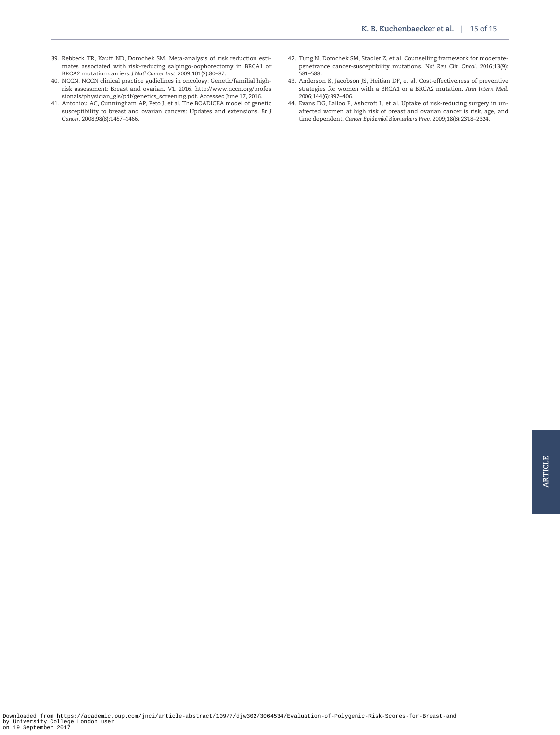39. Rebbeck TR, Kauff ND, Domchek SM. Meta-analysis of risk reduction estimates associated with risk-reducing salpingo-oophorectomy in BRCA1 or BRCA2 mutation carriers. *J Natl Cancer Inst*. 2009;101(2):80–87.
40. NCCN. NCCN clinical practice gudielines in oncology: Genetic/familial high-risk assessment: Breast and ovarian. V1. 2016. http://www.nccn.org/professionals/physician_gls/pdf/genetics_screening.pdf. Accessed June 17, 2016.
41. Antoniou AC, Cunningham AP, Peto J, et al. The BOADICEA model of genetic susceptibility to breast and ovarian cancers: Updates and extensions. *Br J Cancer*. 2008;98(8):1457–1466.
42. Tung N, Domchek SM, Stadler Z, et al. Counselling framework for moderate-penetrance cancer-susceptibility mutations. *Nat Rev Clin Oncol*. 2016;13(9):581–588.
43. Anderson K, Jacobson JS, Heitjan DF, et al. Cost-effectiveness of preventive strategies for women with a BRCA1 or a BRCA2 mutation. *Ann Intern Med*. 2006;144(6):397–406.
44. Evans DG, Lalloo F, Ashcroft L, et al. Uptake of risk-reducing surgery in unaffected women at high risk of breast and ovarian cancer is risk, age, and time dependent. *Cancer Epidemiol Biomarkers Prev*. 2009;18(8):2318–2324.